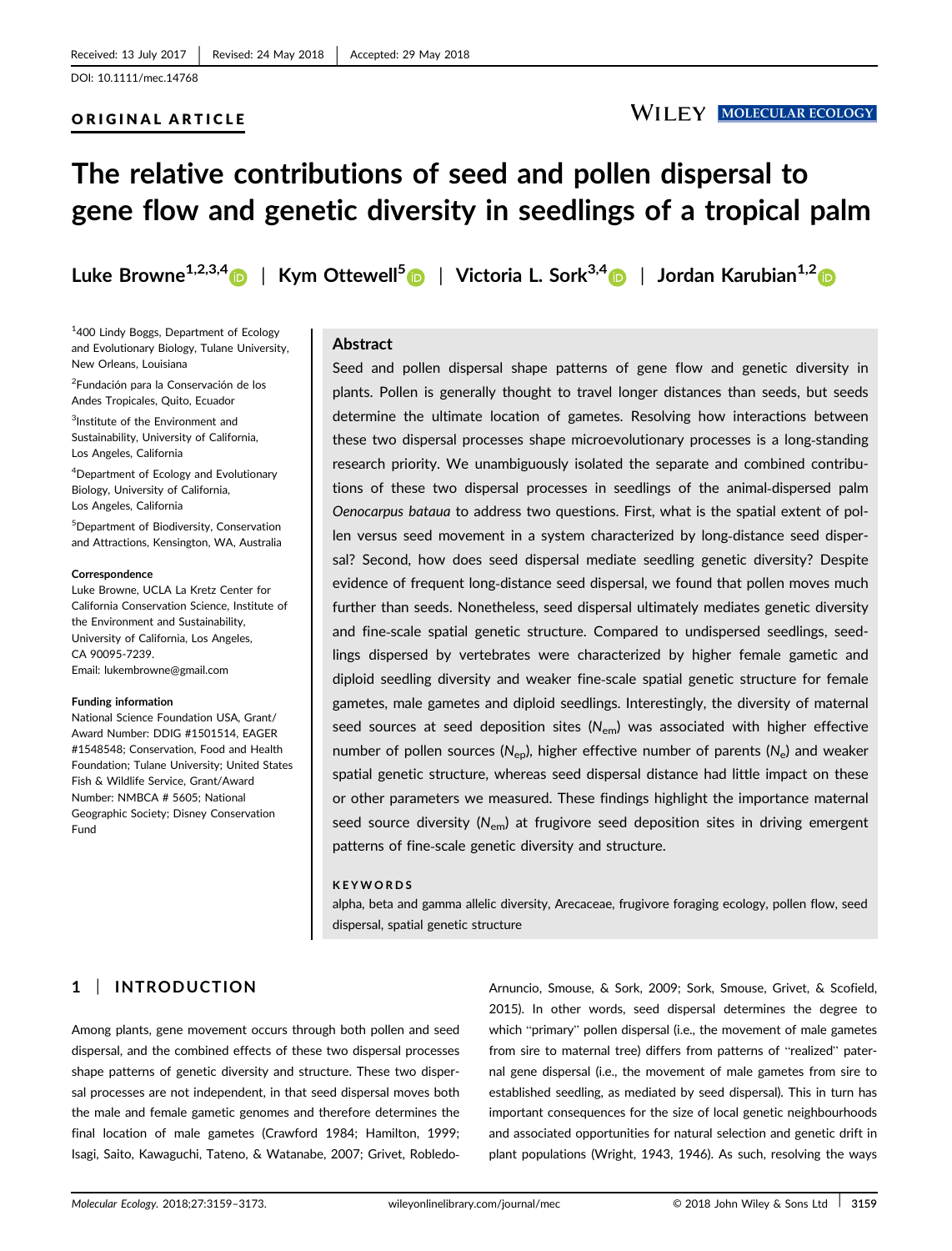Received: 13 July 2017 | Revised: 24 May 2018 | Accepted: 29 May 2018

DOI: 10.1111/mec.14768

ORIGINAL ARTICLE

# The relative contributions of seed and pollen dispersal to gene flow and genetic diversity in seedlings of a tropical palm

**Luke Browne[1,2,3,4]** | **Kym Ottewell[5]** | **Victoria L. Sork[3,4]** | **Jordan Karubian[1,2]**

[1]400 Lindy Boggs, Department of Ecology and Evolutionary Biology, Tulane University, New Orleans, Louisiana

[2]Fundación para la Conservación de los Andes Tropicales, Quito, Ecuador

[3]Institute of the Environment and Sustainability, University of California, Los Angeles, California

[4]Department of Ecology and Evolutionary Biology, University of California, Los Angeles, California

[5]Department of Biodiversity, Conservation and Attractions, Kensington, WA, Australia

**Correspondence**
Luke Browne, UCLA La Kretz Center for California Conservation Science, Institute of the Environment and Sustainability, University of California, Los Angeles, CA 90095-7239.
Email: lukembrowne@gmail.com

**Funding information**
National Science Foundation USA, Grant/Award Number: DDIG #1501514, EAGER #1548548; Conservation, Food and Health Foundation; Tulane University; United States Fish & Wildlife Service, Grant/Award Number: NMBCA # 5605; National Geographic Society; Disney Conservation Fund

## Abstract

Seed and pollen dispersal shape patterns of gene flow and genetic diversity in plants. Pollen is generally thought to travel longer distances than seeds, but seeds determine the ultimate location of gametes. Resolving how interactions between these two dispersal processes shape microevolutionary processes is a long-standing research priority. We unambiguously isolated the separate and combined contributions of these two dispersal processes in seedlings of the animal-dispersed palm *Oenocarpus bataua* to address two questions. First, what is the spatial extent of pollen versus seed movement in a system characterized by long-distance seed dispersal? Second, how does seed dispersal mediate seedling genetic diversity? Despite evidence of frequent long-distance seed dispersal, we found that pollen moves much further than seeds. Nonetheless, seed dispersal ultimately mediates genetic diversity and fine-scale spatial genetic structure. Compared to undispersed seedlings, seedlings dispersed by vertebrates were characterized by higher female gametic and diploid seedling diversity and weaker fine-scale spatial genetic structure for female gametes, male gametes and diploid seedlings. Interestingly, the diversity of maternal seed sources at seed deposition sites ($N_{em}$) was associated with higher effective number of pollen sources ($N_{ep}$), higher effective number of parents ($N_e$) and weaker spatial genetic structure, whereas seed dispersal distance had little impact on these or other parameters we measured. These findings highlight the importance maternal seed source diversity ($N_{em}$) at frugivore seed deposition sites in driving emergent patterns of fine-scale genetic diversity and structure.

**KEYWORDS**
alpha, beta and gamma allelic diversity, Arecaceae, frugivore foraging ecology, pollen flow, seed dispersal, spatial genetic structure

## 1 | INTRODUCTION

Among plants, gene movement occurs through both pollen and seed dispersal, and the combined effects of these two dispersal processes shape patterns of genetic diversity and structure. These two dispersal processes are not independent, in that seed dispersal moves both the male and female gametic genomes and therefore determines the final location of male gametes (Crawford 1984; Hamilton, 1999; Isagi, Saito, Kawaguchi, Tateno, & Watanabe, 2007; Grivet, Robledo-Arnuncio, Smouse, & Sork, 2009; Sork, Smouse, Grivet, & Scofield, 2015). In other words, seed dispersal determines the degree to which "primary" pollen dispersal (i.e., the movement of male gametes from sire to maternal tree) differs from patterns of "realized" paternal gene dispersal (i.e., the movement of male gametes from sire to established seedling, as mediated by seed dispersal). This in turn has important consequences for the size of local genetic neighbourhoods and associated opportunities for natural selection and genetic drift in plant populations (Wright, 1943, 1946). As such, resolving the ways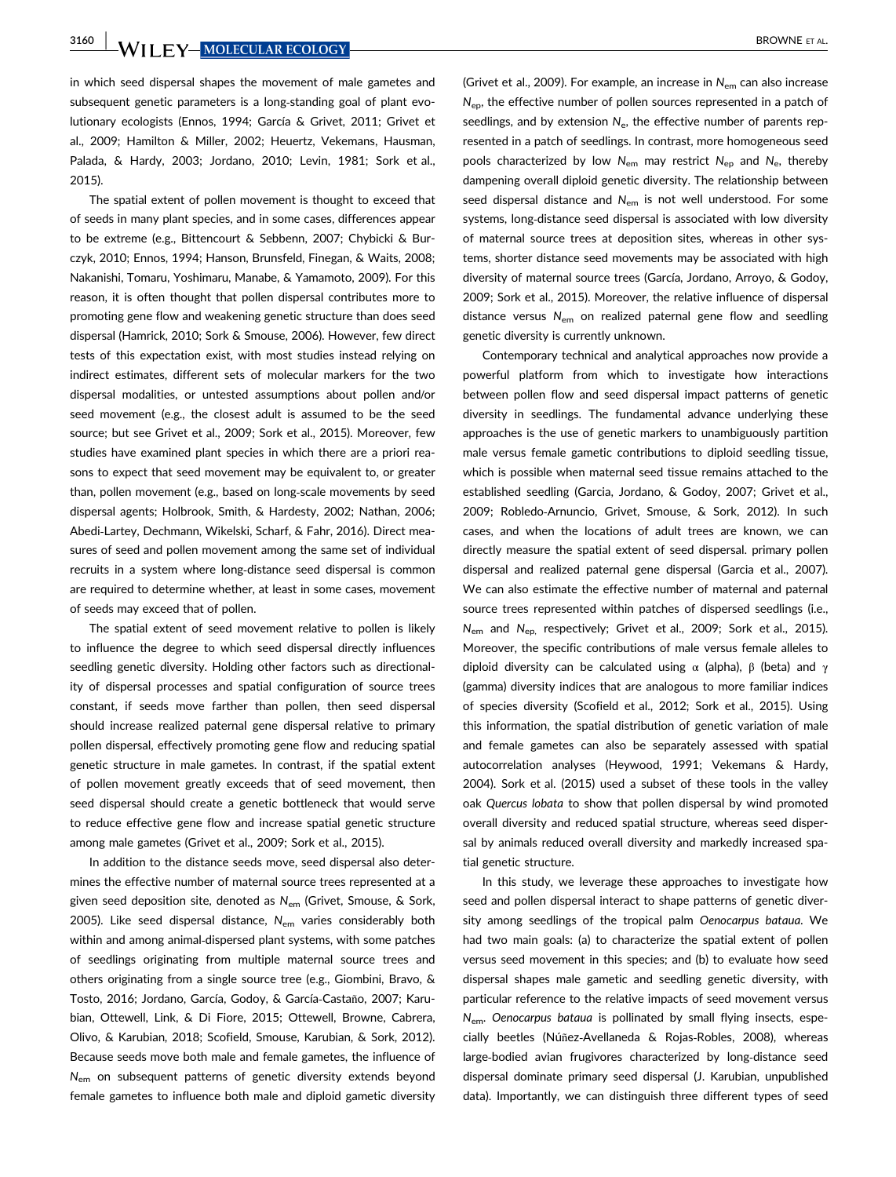in which seed dispersal shapes the movement of male gametes and subsequent genetic parameters is a long-standing goal of plant evolutionary ecologists (Ennos, 1994; García & Grivet, 2011; Grivet et al., 2009; Hamilton & Miller, 2002; Heuertz, Vekemans, Hausman, Palada, & Hardy, 2003; Jordano, 2010; Levin, 1981; Sork et al., 2015).

The spatial extent of pollen movement is thought to exceed that of seeds in many plant species, and in some cases, differences appear to be extreme (e.g., Bittencourt & Sebbenn, 2007; Chybicki & Burczyk, 2010; Ennos, 1994; Hanson, Brunsfeld, Finegan, & Waits, 2008; Nakanishi, Tomaru, Yoshimaru, Manabe, & Yamamoto, 2009). For this reason, it is often thought that pollen dispersal contributes more to promoting gene flow and weakening genetic structure than does seed dispersal (Hamrick, 2010; Sork & Smouse, 2006). However, few direct tests of this expectation exist, with most studies instead relying on indirect estimates, different sets of molecular markers for the two dispersal modalities, or untested assumptions about pollen and/or seed movement (e.g., the closest adult is assumed to be the seed source; but see Grivet et al., 2009; Sork et al., 2015). Moreover, few studies have examined plant species in which there are a priori reasons to expect that seed movement may be equivalent to, or greater than, pollen movement (e.g., based on long-scale movements by seed dispersal agents; Holbrook, Smith, & Hardesty, 2002; Nathan, 2006; Abedi-Lartey, Dechmann, Wikelski, Scharf, & Fahr, 2016). Direct measures of seed and pollen movement among the same set of individual recruits in a system where long-distance seed dispersal is common are required to determine whether, at least in some cases, movement of seeds may exceed that of pollen.

The spatial extent of seed movement relative to pollen is likely to influence the degree to which seed dispersal directly influences seedling genetic diversity. Holding other factors such as directionality of dispersal processes and spatial configuration of source trees constant, if seeds move farther than pollen, then seed dispersal should increase realized paternal gene dispersal relative to primary pollen dispersal, effectively promoting gene flow and reducing spatial genetic structure in male gametes. In contrast, if the spatial extent of pollen movement greatly exceeds that of seed movement, then seed dispersal should create a genetic bottleneck that would serve to reduce effective gene flow and increase spatial genetic structure among male gametes (Grivet et al., 2009; Sork et al., 2015).

In addition to the distance seeds move, seed dispersal also determines the effective number of maternal source trees represented at a given seed deposition site, denoted as $N_{em}$ (Grivet, Smouse, & Sork, 2005). Like seed dispersal distance, $N_{em}$ varies considerably both within and among animal-dispersed plant systems, with some patches of seedlings originating from multiple maternal source trees and others originating from a single source tree (e.g., Giombini, Bravo, & Tosto, 2016; Jordano, García, Godoy, & García-Castaño, 2007; Karubian, Ottewell, Link, & Di Fiore, 2015; Ottewell, Browne, Cabrera, Olivo, & Karubian, 2018; Scofield, Smouse, Karubian, & Sork, 2012). Because seeds move both male and female gametes, the influence of $N_{em}$ on subsequent patterns of genetic diversity extends beyond female gametes to influence both male and diploid gametic diversity (Grivet et al., 2009). For example, an increase in $N_{em}$ can also increase $N_{ep}$, the effective number of pollen sources represented in a patch of seedlings, and by extension $N_e$, the effective number of parents represented in a patch of seedlings. In contrast, more homogeneous seed pools characterized by low $N_{em}$ may restrict $N_{ep}$ and $N_e$, thereby dampening overall diploid genetic diversity. The relationship between seed dispersal distance and $N_{em}$ is not well understood. For some systems, long-distance seed dispersal is associated with low diversity of maternal source trees at deposition sites, whereas in other systems, shorter distance seed movements may be associated with high diversity of maternal source trees (García, Jordano, Arroyo, & Godoy, 2009; Sork et al., 2015). Moreover, the relative influence of dispersal distance versus $N_{em}$ on realized paternal gene flow and seedling genetic diversity is currently unknown.

Contemporary technical and analytical approaches now provide a powerful platform from which to investigate how interactions between pollen flow and seed dispersal impact patterns of genetic diversity in seedlings. The fundamental advance underlying these approaches is the use of genetic markers to unambiguously partition male versus female gametic contributions to diploid seedling tissue, which is possible when maternal seed tissue remains attached to the established seedling (Garcia, Jordano, & Godoy, 2007; Grivet et al., 2009; Robledo-Arnuncio, Grivet, Smouse, & Sork, 2012). In such cases, and when the locations of adult trees are known, we can directly measure the spatial extent of seed dispersal. primary pollen dispersal and realized paternal gene dispersal (Garcia et al., 2007). We can also estimate the effective number of maternal and paternal source trees represented within patches of dispersed seedlings (i.e., $N_{em}$ and $N_{ep,}$ respectively; Grivet et al., 2009; Sork et al., 2015). Moreover, the specific contributions of male versus female alleles to diploid diversity can be calculated using α (alpha), β (beta) and γ (gamma) diversity indices that are analogous to more familiar indices of species diversity (Scofield et al., 2012; Sork et al., 2015). Using this information, the spatial distribution of genetic variation of male and female gametes can also be separately assessed with spatial autocorrelation analyses (Heywood, 1991; Vekemans & Hardy, 2004). Sork et al. (2015) used a subset of these tools in the valley oak *Quercus lobata* to show that pollen dispersal by wind promoted overall diversity and reduced spatial structure, whereas seed dispersal by animals reduced overall diversity and markedly increased spatial genetic structure.

In this study, we leverage these approaches to investigate how seed and pollen dispersal interact to shape patterns of genetic diversity among seedlings of the tropical palm *Oenocarpus bataua*. We had two main goals: (a) to characterize the spatial extent of pollen versus seed movement in this species; and (b) to evaluate how seed dispersal shapes male gametic and seedling genetic diversity, with particular reference to the relative impacts of seed movement versus $N_{em}$. *Oenocarpus bataua* is pollinated by small flying insects, especially beetles (Núñez-Avellaneda & Rojas-Robles, 2008), whereas large-bodied avian frugivores characterized by long-distance seed dispersal dominate primary seed dispersal (J. Karubian, unpublished data). Importantly, we can distinguish three different types of seed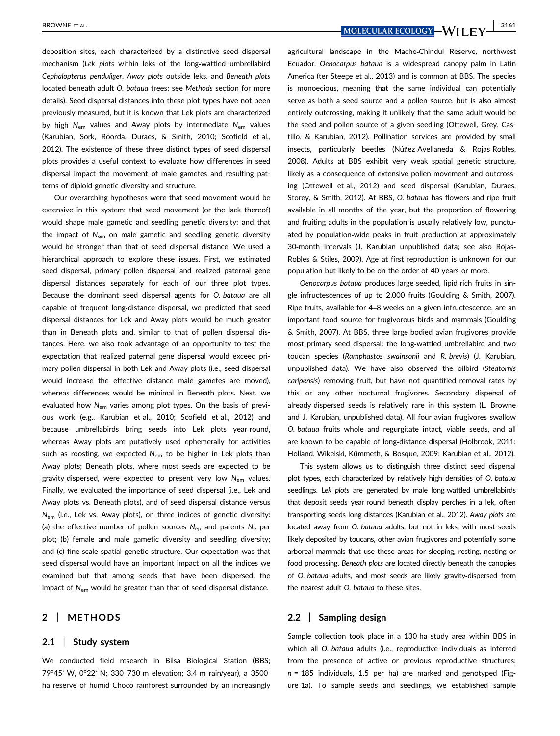deposition sites, each characterized by a distinctive seed dispersal mechanism (*Lek plots* within leks of the long-wattled umbrellabird *Cephalopterus penduliger*, *Away plots* outside leks, and *Beneath plots* located beneath adult *O. bataua* trees; see *Methods* section for more details). Seed dispersal distances into these plot types have not been previously measured, but it is known that Lek plots are characterized by high $N_{em}$ values and Away plots by intermediate $N_{em}$ values (Karubian, Sork, Roorda, Duraes, & Smith, 2010; Scofield et al., 2012). The existence of these three distinct types of seed dispersal plots provides a useful context to evaluate how differences in seed dispersal impact the movement of male gametes and resulting patterns of diploid genetic diversity and structure.

Our overarching hypotheses were that seed movement would be extensive in this system; that seed movement (or the lack thereof) would shape male gametic and seedling genetic diversity; and that the impact of $N_{em}$ on male gametic and seedling genetic diversity would be stronger than that of seed dispersal distance. We used a hierarchical approach to explore these issues. First, we estimated seed dispersal, primary pollen dispersal and realized paternal gene dispersal distances separately for each of our three plot types. Because the dominant seed dispersal agents for *O. bataua* are all capable of frequent long-distance dispersal, we predicted that seed dispersal distances for Lek and Away plots would be much greater than in Beneath plots and, similar to that of pollen dispersal distances. Here, we also took advantage of an opportunity to test the expectation that realized paternal gene dispersal would exceed primary pollen dispersal in both Lek and Away plots (i.e., seed dispersal would increase the effective distance male gametes are moved), whereas differences would be minimal in Beneath plots. Next, we evaluated how $N_{em}$ varies among plot types. On the basis of previous work (e.g., Karubian et al., 2010; Scofield et al., 2012) and because umbrellabirds bring seeds into Lek plots year-round, whereas Away plots are putatively used ephemerally for activities such as roosting, we expected $N_{em}$ to be higher in Lek plots than Away plots; Beneath plots, where most seeds are expected to be gravity-dispersed, were expected to present very low $N_{em}$ values. Finally, we evaluated the importance of seed dispersal (i.e., Lek and Away plots vs. Beneath plots), and of seed dispersal distance versus $N_{em}$ (i.e., Lek vs. Away plots), on three indices of genetic diversity: (a) the effective number of pollen sources $N_{ep}$ and parents $N_e$ per plot; (b) female and male gametic diversity and seedling diversity; and (c) fine-scale spatial genetic structure. Our expectation was that seed dispersal would have an important impact on all the indices we examined but that among seeds that have been dispersed, the impact of $N_{em}$ would be greater than that of seed dispersal distance.

## 2 | METHODS

### 2.1 | Study system

We conducted field research in Bilsa Biological Station (BBS; 79°45′ W, 0°22′ N; 330–730 m elevation; 3.4 m rain/year), a 3500-ha reserve of humid Chocó rainforest surrounded by an increasingly agricultural landscape in the Mache-Chindul Reserve, northwest Ecuador. *Oenocarpus bataua* is a widespread canopy palm in Latin America (ter Steege et al., 2013) and is common at BBS. The species is monoecious, meaning that the same individual can potentially serve as both a seed source and a pollen source, but is also almost entirely outcrossing, making it unlikely that the same adult would be the seed and pollen source of a given seedling (Ottewell, Grey, Castillo, & Karubian, 2012). Pollination services are provided by small insects, particularly beetles (Núñez-Avellaneda & Rojas-Robles, 2008). Adults at BBS exhibit very weak spatial genetic structure, likely as a consequence of extensive pollen movement and outcrossing (Ottewell et al., 2012) and seed dispersal (Karubian, Duraes, Storey, & Smith, 2012). At BBS, *O. bataua* has flowers and ripe fruit available in all months of the year, but the proportion of flowering and fruiting adults in the population is usually relatively low, punctuated by population-wide peaks in fruit production at approximately 30-month intervals (J. Karubian unpublished data; see also Rojas-Robles & Stiles, 2009). Age at first reproduction is unknown for our population but likely to be on the order of 40 years or more.

*Oenocarpus bataua* produces large-seeded, lipid-rich fruits in single infructescences of up to 2,000 fruits (Goulding & Smith, 2007). Ripe fruits, available for 4–8 weeks on a given infructescence, are an important food source for frugivorous birds and mammals (Goulding & Smith, 2007). At BBS, three large-bodied avian frugivores provide most primary seed dispersal: the long-wattled umbrellabird and two toucan species (*Ramphastos swainsonii* and *R. brevis*) (J. Karubian, unpublished data). We have also observed the oilbird (*Steatornis caripensis*) removing fruit, but have not quantified removal rates by this or any other nocturnal frugivores. Secondary dispersal of already-dispersed seeds is relatively rare in this system (L. Browne and J. Karubian, unpublished data). All four avian frugivores swallow *O. bataua* fruits whole and regurgitate intact, viable seeds, and all are known to be capable of long-distance dispersal (Holbrook, 2011; Holland, Wikelski, Kümmeth, & Bosque, 2009; Karubian et al., 2012).

This system allows us to distinguish three distinct seed dispersal plot types, each characterized by relatively high densities of *O. bataua* seedlings. *Lek plots* are generated by male long-wattled umbrellabirds that deposit seeds year-round beneath display perches in a lek, often transporting seeds long distances (Karubian et al., 2012). *Away plots* are located away from *O. bataua* adults, but not in leks, with most seeds likely deposited by toucans, other avian frugivores and potentially some arboreal mammals that use these areas for sleeping, resting, nesting or food processing. *Beneath plots* are located directly beneath the canopies of *O. bataua* adults, and most seeds are likely gravity-dispersed from the nearest adult *O. bataua* to these sites.

### 2.2 | Sampling design

Sample collection took place in a 130-ha study area within BBS in which all *O. bataua* adults (i.e., reproductive individuals as inferred from the presence of active or previous reproductive structures; $n = 185$ individuals, 1.5 per ha) are marked and genotyped (Figure 1a). To sample seeds and seedlings, we established sample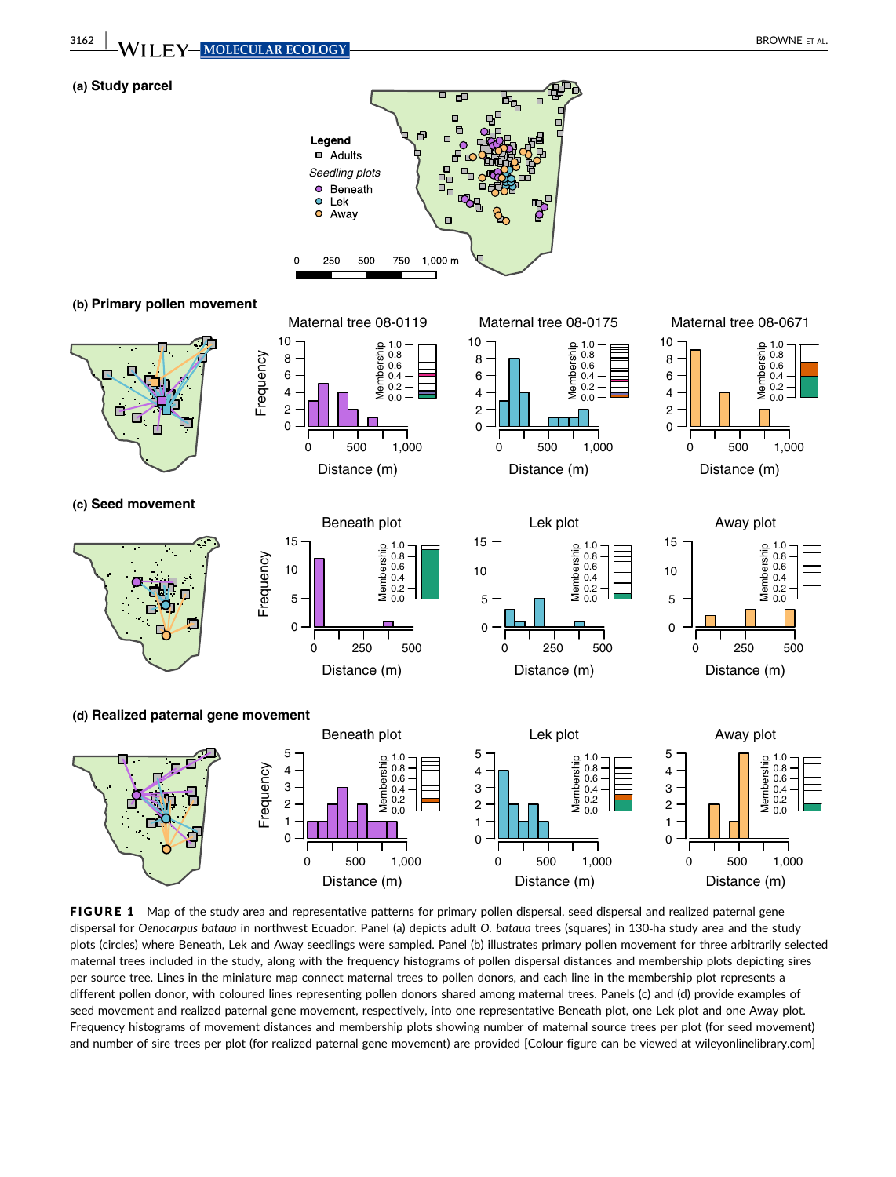FIGURE 1 Map of the study area and representative patterns for primary pollen dispersal, seed dispersal and realized paternal gene dispersal for *Oenocarpus bataua* in northwest Ecuador. Panel (a) depicts adult *O. bataua* trees (squares) in 130-ha study area and the study plots (circles) where Beneath, Lek and Away seedlings were sampled. Panel (b) illustrates primary pollen movement for three arbitrarily selected maternal trees included in the study, along with the frequency histograms of pollen dispersal distances and membership plots depicting sires per source tree. Lines in the miniature map connect maternal trees to pollen donors, and each line in the membership plot represents a different pollen donor, with coloured lines representing pollen donors shared among maternal trees. Panels (c) and (d) provide examples of seed movement and realized paternal gene movement, respectively, into one representative Beneath plot, one Lek plot and one Away plot. Frequency histograms of movement distances and membership plots showing number of maternal source trees per plot (for seed movement) and number of sire trees per plot (for realized paternal gene movement) are provided [Colour figure can be viewed at wileyonlinelibrary.com]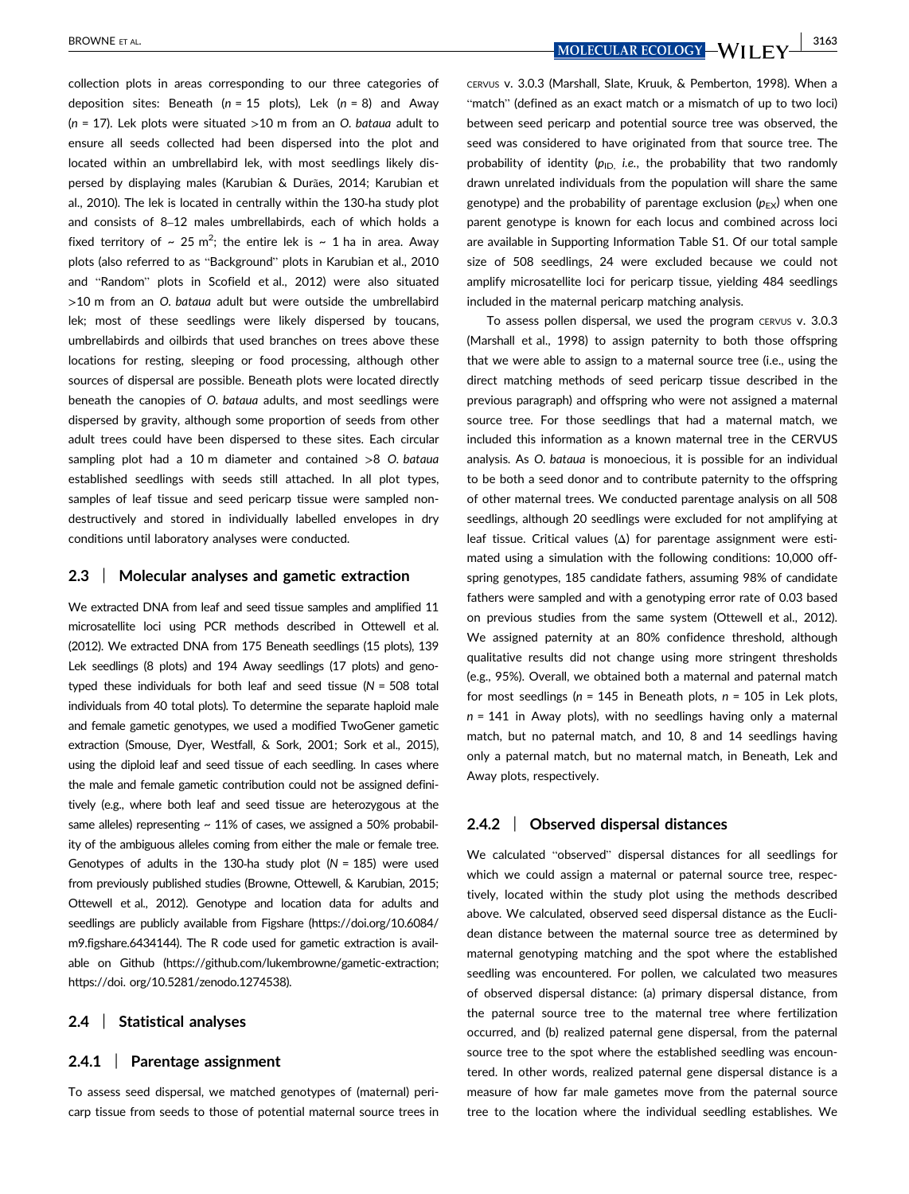collection plots in areas corresponding to our three categories of deposition sites: Beneath ($n$ = 15 plots), Lek ($n$ = 8) and Away ($n$ = 17). Lek plots were situated >10 m from an *O. bataua* adult to ensure all seeds collected had been dispersed into the plot and located within an umbrellabird lek, with most seedlings likely dispersed by displaying males (Karubian & Durães, 2014; Karubian et al., 2010). The lek is located in centrally within the 130-ha study plot and consists of 8–12 males umbrellabirds, each of which holds a fixed territory of ~ 25 $m^2$; the entire lek is ~ 1 ha in area. Away plots (also referred to as "Background" plots in Karubian et al., 2010 and "Random" plots in Scofield et al., 2012) were also situated >10 m from an *O. bataua* adult but were outside the umbrellabird lek; most of these seedlings were likely dispersed by toucans, umbrellabirds and oilbirds that used branches on trees above these locations for resting, sleeping or food processing, although other sources of dispersal are possible. Beneath plots were located directly beneath the canopies of *O. bataua* adults, and most seedlings were dispersed by gravity, although some proportion of seeds from other adult trees could have been dispersed to these sites. Each circular sampling plot had a 10 m diameter and contained >8 *O. bataua* established seedlings with seeds still attached. In all plot types, samples of leaf tissue and seed pericarp tissue were sampled non-destructively and stored in individually labelled envelopes in dry conditions until laboratory analyses were conducted.

## 2.3 | Molecular analyses and gametic extraction

We extracted DNA from leaf and seed tissue samples and amplified 11 microsatellite loci using PCR methods described in Ottewell et al. (2012). We extracted DNA from 175 Beneath seedlings (15 plots), 139 Lek seedlings (8 plots) and 194 Away seedlings (17 plots) and genotyped these individuals for both leaf and seed tissue ($N$ = 508 total individuals from 40 total plots). To determine the separate haploid male and female gametic genotypes, we used a modified TwoGener gametic extraction (Smouse, Dyer, Westfall, & Sork, 2001; Sork et al., 2015), using the diploid leaf and seed tissue of each seedling. In cases where the male and female gametic contribution could not be assigned definitively (e.g., where both leaf and seed tissue are heterozygous at the same alleles) representing ~ 11% of cases, we assigned a 50% probability of the ambiguous alleles coming from either the male or female tree. Genotypes of adults in the 130-ha study plot ($N$ = 185) were used from previously published studies (Browne, Ottewell, & Karubian, 2015; Ottewell et al., 2012). Genotype and location data for adults and seedlings are publicly available from Figshare (https://doi.org/10.6084/m9.figshare.6434144). The R code used for gametic extraction is available on Github (https://github.com/lukembrowne/gametic-extraction; https://doi. org/10.5281/zenodo.1274538).

## 2.4 | Statistical analyses

### 2.4.1 | Parentage assignment

To assess seed dispersal, we matched genotypes of (maternal) pericarp tissue from seeds to those of potential maternal source trees in CERVUS v. 3.0.3 (Marshall, Slate, Kruuk, & Pemberton, 1998). When a "match" (defined as an exact match or a mismatch of up to two loci) between seed pericarp and potential source tree was observed, the seed was considered to have originated from that source tree. The probability of identity ($p_{ID}$, *i.e.*, the probability that two randomly drawn unrelated individuals from the population will share the same genotype) and the probability of parentage exclusion ($p_{EX}$) when one parent genotype is known for each locus and combined across loci are available in Supporting Information Table S1. Of our total sample size of 508 seedlings, 24 were excluded because we could not amplify microsatellite loci for pericarp tissue, yielding 484 seedlings included in the maternal pericarp matching analysis.

To assess pollen dispersal, we used the program CERVUS v. 3.0.3 (Marshall et al., 1998) to assign paternity to both those offspring that we were able to assign to a maternal source tree (i.e., using the direct matching methods of seed pericarp tissue described in the previous paragraph) and offspring who were not assigned a maternal source tree. For those seedlings that had a maternal match, we included this information as a known maternal tree in the CERVUS analysis. As *O. bataua* is monoecious, it is possible for an individual to be both a seed donor and to contribute paternity to the offspring of other maternal trees. We conducted parentage analysis on all 508 seedlings, although 20 seedlings were excluded for not amplifying at leaf tissue. Critical values (Δ) for parentage assignment were estimated using a simulation with the following conditions: 10,000 offspring genotypes, 185 candidate fathers, assuming 98% of candidate fathers were sampled and with a genotyping error rate of 0.03 based on previous studies from the same system (Ottewell et al., 2012). We assigned paternity at an 80% confidence threshold, although qualitative results did not change using more stringent thresholds (e.g., 95%). Overall, we obtained both a maternal and paternal match for most seedlings ($n$ = 145 in Beneath plots, $n$ = 105 in Lek plots, $n$ = 141 in Away plots), with no seedlings having only a maternal match, but no paternal match, and 10, 8 and 14 seedlings having only a paternal match, but no maternal match, in Beneath, Lek and Away plots, respectively.

### 2.4.2 | Observed dispersal distances

We calculated "observed" dispersal distances for all seedlings for which we could assign a maternal or paternal source tree, respectively, located within the study plot using the methods described above. We calculated, observed seed dispersal distance as the Euclidean distance between the maternal source tree as determined by maternal genotyping matching and the spot where the established seedling was encountered. For pollen, we calculated two measures of observed dispersal distance: (a) primary dispersal distance, from the paternal source tree to the maternal tree where fertilization occurred, and (b) realized paternal gene dispersal, from the paternal source tree to the spot where the established seedling was encountered. In other words, realized paternal gene dispersal distance is a measure of how far male gametes move from the paternal source tree to the location where the individual seedling establishes. We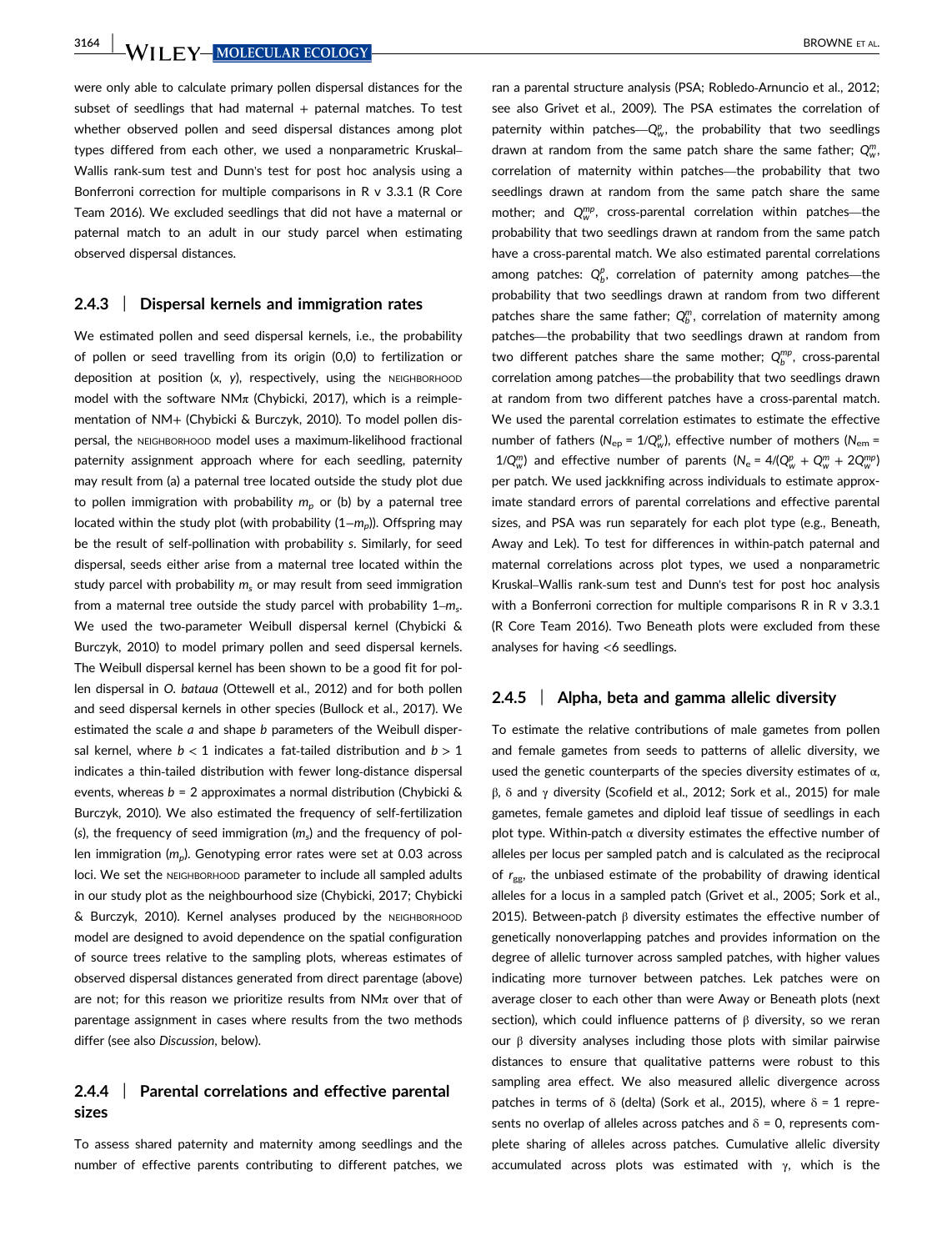were only able to calculate primary pollen dispersal distances for the subset of seedlings that had maternal + paternal matches. To test whether observed pollen and seed dispersal distances among plot types differed from each other, we used a nonparametric Kruskal–Wallis rank-sum test and Dunn's test for post hoc analysis using a Bonferroni correction for multiple comparisons in R v 3.3.1 (R Core Team 2016). We excluded seedlings that did not have a maternal or paternal match to an adult in our study parcel when estimating observed dispersal distances.

### 2.4.3 | Dispersal kernels and immigration rates

We estimated pollen and seed dispersal kernels, i.e., the probability of pollen or seed travelling from its origin (0,0) to fertilization or deposition at position ($x$, $y$), respectively, using the NEIGHBORHOOD model with the software NMπ (Chybicki, 2017), which is a reimplementation of NM+ (Chybicki & Burczyk, 2010). To model pollen dispersal, the NEIGHBORHOOD model uses a maximum-likelihood fractional paternity assignment approach where for each seedling, paternity may result from (a) a paternal tree located outside the study plot due to pollen immigration with probability $m_p$ or (b) by a paternal tree located within the study plot (with probability $(1–m_p)$). Offspring may be the result of self-pollination with probability $s$. Similarly, for seed dispersal, seeds either arise from a maternal tree located within the study parcel with probability $m_s$ or may result from seed immigration from a maternal tree outside the study parcel with probability $1–m_s$. We used the two-parameter Weibull dispersal kernel (Chybicki & Burczyk, 2010) to model primary pollen and seed dispersal kernels. The Weibull dispersal kernel has been shown to be a good fit for pollen dispersal in *O. bataua* (Ottewell et al., 2012) and for both pollen and seed dispersal kernels in other species (Bullock et al., 2017). We estimated the scale $a$ and shape $b$ parameters of the Weibull dispersal kernel, where $b < 1$ indicates a fat-tailed distribution and $b > 1$ indicates a thin-tailed distribution with fewer long-distance dispersal events, whereas $b = 2$ approximates a normal distribution (Chybicki & Burczyk, 2010). We also estimated the frequency of self-fertilization ($s$), the frequency of seed immigration ($m_s$) and the frequency of pollen immigration ($m_p$). Genotyping error rates were set at 0.03 across loci. We set the NEIGHBORHOOD parameter to include all sampled adults in our study plot as the neighbourhood size (Chybicki, 2017; Chybicki & Burczyk, 2010). Kernel analyses produced by the NEIGHBORHOOD model are designed to avoid dependence on the spatial configuration of source trees relative to the sampling plots, whereas estimates of observed dispersal distances generated from direct parentage (above) are not; for this reason we prioritize results from NMπ over that of parentage assignment in cases where results from the two methods differ (see also *Discussion*, below).

### 2.4.4 | Parental correlations and effective parental sizes

To assess shared paternity and maternity among seedlings and the number of effective parents contributing to different patches, we ran a parental structure analysis (PSA; Robledo-Arnuncio et al., 2012; see also Grivet et al., 2009). The PSA estimates the correlation of paternity within patches—$Q_w^p$, the probability that two seedlings drawn at random from the same patch share the same father; $Q_w^m$, correlation of maternity within patches—the probability that two seedlings drawn at random from the same patch share the same mother; and $Q_w^{mp}$, cross-parental correlation within patches—the probability that two seedlings drawn at random from the same patch have a cross-parental match. We also estimated parental correlations among patches: $Q_b^p$, correlation of paternity among patches—the probability that two seedlings drawn at random from two different patches share the same father; $Q_b^m$, correlation of maternity among patches—the probability that two seedlings drawn at random from two different patches share the same mother; $Q_b^{mp}$, cross-parental correlation among patches—the probability that two seedlings drawn at random from two different patches have a cross-parental match. We used the parental correlation estimates to estimate the effective number of fathers ($N_{ep} = 1/Q_w^p$), effective number of mothers ($N_{em} = 1/Q_w^m$) and effective number of parents ($N_e = 4/(Q_w^p + Q_w^m + 2Q_w^{mp})$ per patch. We used jackknifing across individuals to estimate approximate standard errors of parental correlations and effective parental sizes, and PSA was run separately for each plot type (e.g., Beneath, Away and Lek). To test for differences in within-patch paternal and maternal correlations across plot types, we used a nonparametric Kruskal–Wallis rank-sum test and Dunn's test for post hoc analysis with a Bonferroni correction for multiple comparisons R in R v 3.3.1 (R Core Team 2016). Two Beneath plots were excluded from these analyses for having <6 seedlings.

### 2.4.5 | Alpha, beta and gamma allelic diversity

To estimate the relative contributions of male gametes from pollen and female gametes from seeds to patterns of allelic diversity, we used the genetic counterparts of the species diversity estimates of α, β, δ and γ diversity (Scofield et al., 2012; Sork et al., 2015) for male gametes, female gametes and diploid leaf tissue of seedlings in each plot type. Within-patch α diversity estimates the effective number of alleles per locus per sampled patch and is calculated as the reciprocal of $r_{gg}$, the unbiased estimate of the probability of drawing identical alleles for a locus in a sampled patch (Grivet et al., 2005; Sork et al., 2015). Between-patch β diversity estimates the effective number of genetically nonoverlapping patches and provides information on the degree of allelic turnover across sampled patches, with higher values indicating more turnover between patches. Lek patches were on average closer to each other than were Away or Beneath plots (next section), which could influence patterns of β diversity, so we reran our β diversity analyses including those plots with similar pairwise distances to ensure that qualitative patterns were robust to this sampling area effect. We also measured allelic divergence across patches in terms of δ (delta) (Sork et al., 2015), where δ = 1 represents no overlap of alleles across patches and δ = 0, represents complete sharing of alleles across patches. Cumulative allelic diversity accumulated across plots was estimated with γ, which is the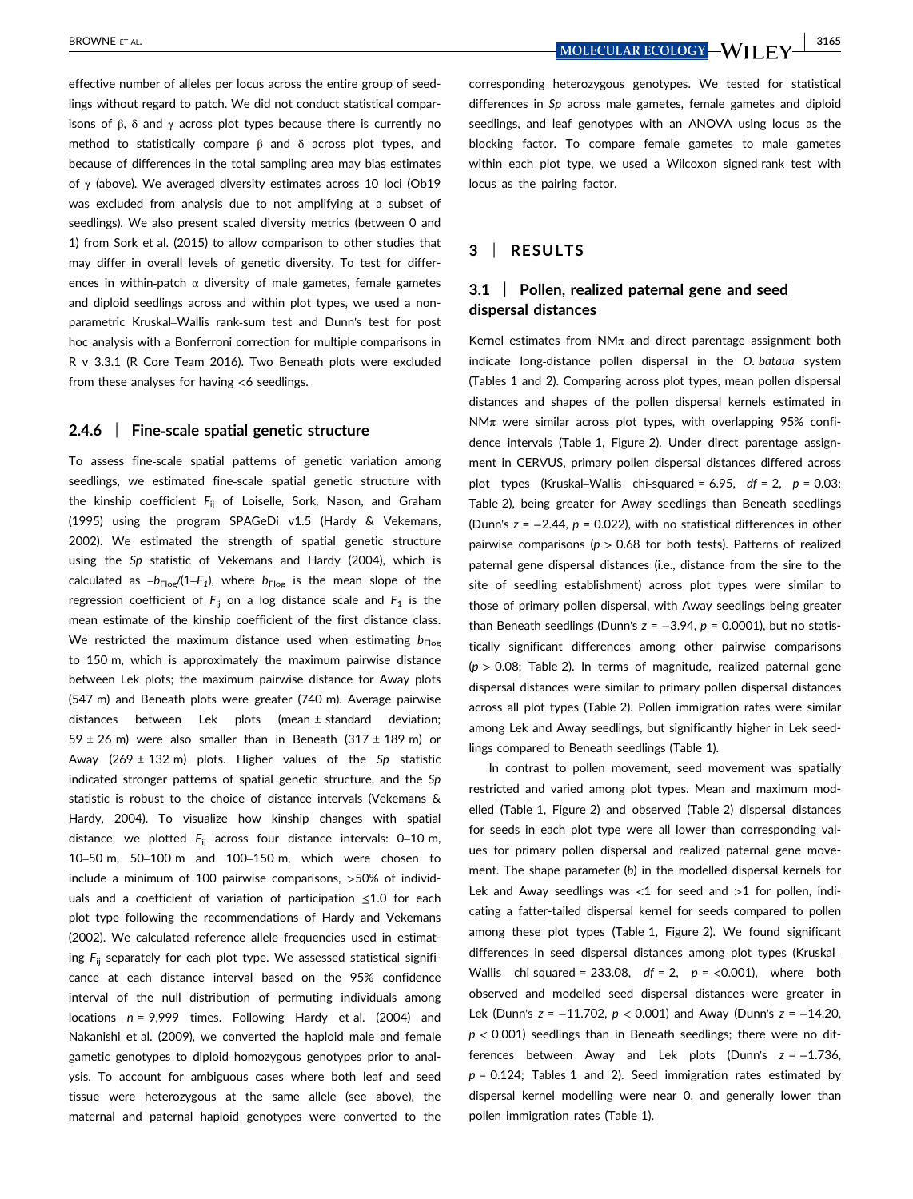effective number of alleles per locus across the entire group of seedlings without regard to patch. We did not conduct statistical comparisons of β, δ and γ across plot types because there is currently no method to statistically compare β and δ across plot types, and because of differences in the total sampling area may bias estimates of γ (above). We averaged diversity estimates across 10 loci (Ob19 was excluded from analysis due to not amplifying at a subset of seedlings). We also present scaled diversity metrics (between 0 and 1) from Sork et al. (2015) to allow comparison to other studies that may differ in overall levels of genetic diversity. To test for differences in within-patch α diversity of male gametes, female gametes and diploid seedlings across and within plot types, we used a nonparametric Kruskal–Wallis rank-sum test and Dunn's test for post hoc analysis with a Bonferroni correction for multiple comparisons in R v 3.3.1 (R Core Team 2016). Two Beneath plots were excluded from these analyses for having <6 seedlings.

#### 2.4.6 | Fine-scale spatial genetic structure

To assess fine-scale spatial patterns of genetic variation among seedlings, we estimated fine-scale spatial genetic structure with the kinship coefficient $F_{ij}$ of Loiselle, Sork, Nason, and Graham (1995) using the program SPAGeDi v1.5 (Hardy & Vekemans, 2002). We estimated the strength of spatial genetic structure using the *Sp* statistic of Vekemans and Hardy (2004), which is calculated as $-b_{Flog}/(1-F_1)$, where $b_{Flog}$ is the mean slope of the regression coefficient of $F_{ij}$ on a log distance scale and $F_1$ is the mean estimate of the kinship coefficient of the first distance class. We restricted the maximum distance used when estimating $b_{Flog}$ to 150 m, which is approximately the maximum pairwise distance between Lek plots; the maximum pairwise distance for Away plots (547 m) and Beneath plots were greater (740 m). Average pairwise distances between Lek plots (mean ± standard deviation; 59 ± 26 m) were also smaller than in Beneath (317 ± 189 m) or Away (269 ± 132 m) plots. Higher values of the *Sp* statistic indicated stronger patterns of spatial genetic structure, and the *Sp* statistic is robust to the choice of distance intervals (Vekemans & Hardy, 2004). To visualize how kinship changes with spatial distance, we plotted $F_{ij}$ across four distance intervals: 0–10 m, 10–50 m, 50–100 m and 100–150 m, which were chosen to include a minimum of 100 pairwise comparisons, >50% of individuals and a coefficient of variation of participation ≤1.0 for each plot type following the recommendations of Hardy and Vekemans (2002). We calculated reference allele frequencies used in estimating $F_{ij}$ separately for each plot type. We assessed statistical significance at each distance interval based on the 95% confidence interval of the null distribution of permuting individuals among locations $n$ = 9,999 times. Following Hardy et al. (2004) and Nakanishi et al. (2009), we converted the haploid male and female gametic genotypes to diploid homozygous genotypes prior to analysis. To account for ambiguous cases where both leaf and seed tissue were heterozygous at the same allele (see above), the maternal and paternal haploid genotypes were converted to the corresponding heterozygous genotypes. We tested for statistical differences in *Sp* across male gametes, female gametes and diploid seedlings, and leaf genotypes with an ANOVA using locus as the blocking factor. To compare female gametes to male gametes within each plot type, we used a Wilcoxon signed-rank test with locus as the pairing factor.

## 3 | RESULTS

### 3.1 | Pollen, realized paternal gene and seed dispersal distances

Kernel estimates from NMπ and direct parentage assignment both indicate long-distance pollen dispersal in the *O. bataua* system (Tables 1 and 2). Comparing across plot types, mean pollen dispersal distances and shapes of the pollen dispersal kernels estimated in NMπ were similar across plot types, with overlapping 95% confidence intervals (Table 1, Figure 2). Under direct parentage assignment in CERVUS, primary pollen dispersal distances differed across plot types (Kruskal–Wallis chi-squared = 6.95, $df$ = 2, $p$ = 0.03; Table 2), being greater for Away seedlings than Beneath seedlings (Dunn's $z$ = −2.44, $p$ = 0.022), with no statistical differences in other pairwise comparisons ($p$ > 0.68 for both tests). Patterns of realized paternal gene dispersal distances (i.e., distance from the sire to the site of seedling establishment) across plot types were similar to those of primary pollen dispersal, with Away seedlings being greater than Beneath seedlings (Dunn's $z$ = −3.94, $p$ = 0.0001), but no statistically significant differences among other pairwise comparisons ($p$ > 0.08; Table 2). In terms of magnitude, realized paternal gene dispersal distances were similar to primary pollen dispersal distances across all plot types (Table 2). Pollen immigration rates were similar among Lek and Away seedlings, but significantly higher in Lek seedlings compared to Beneath seedlings (Table 1).

In contrast to pollen movement, seed movement was spatially restricted and varied among plot types. Mean and maximum modelled (Table 1, Figure 2) and observed (Table 2) dispersal distances for seeds in each plot type were all lower than corresponding values for primary pollen dispersal and realized paternal gene movement. The shape parameter ($b$) in the modelled dispersal kernels for Lek and Away seedlings was <1 for seed and >1 for pollen, indicating a fatter-tailed dispersal kernel for seeds compared to pollen among these plot types (Table 1, Figure 2). We found significant differences in seed dispersal distances among plot types (Kruskal–Wallis chi-squared = 233.08, $df$ = 2, $p$ = <0.001), where both observed and modelled seed dispersal distances were greater in Lek (Dunn's $z$ = −11.702, $p$ < 0.001) and Away (Dunn's $z$ = −14.20, $p$ < 0.001) seedlings than in Beneath seedlings; there were no differences between Away and Lek plots (Dunn's $z$ = −1.736, $p$ = 0.124; Tables 1 and 2). Seed immigration rates estimated by dispersal kernel modelling were near 0, and generally lower than pollen immigration rates (Table 1).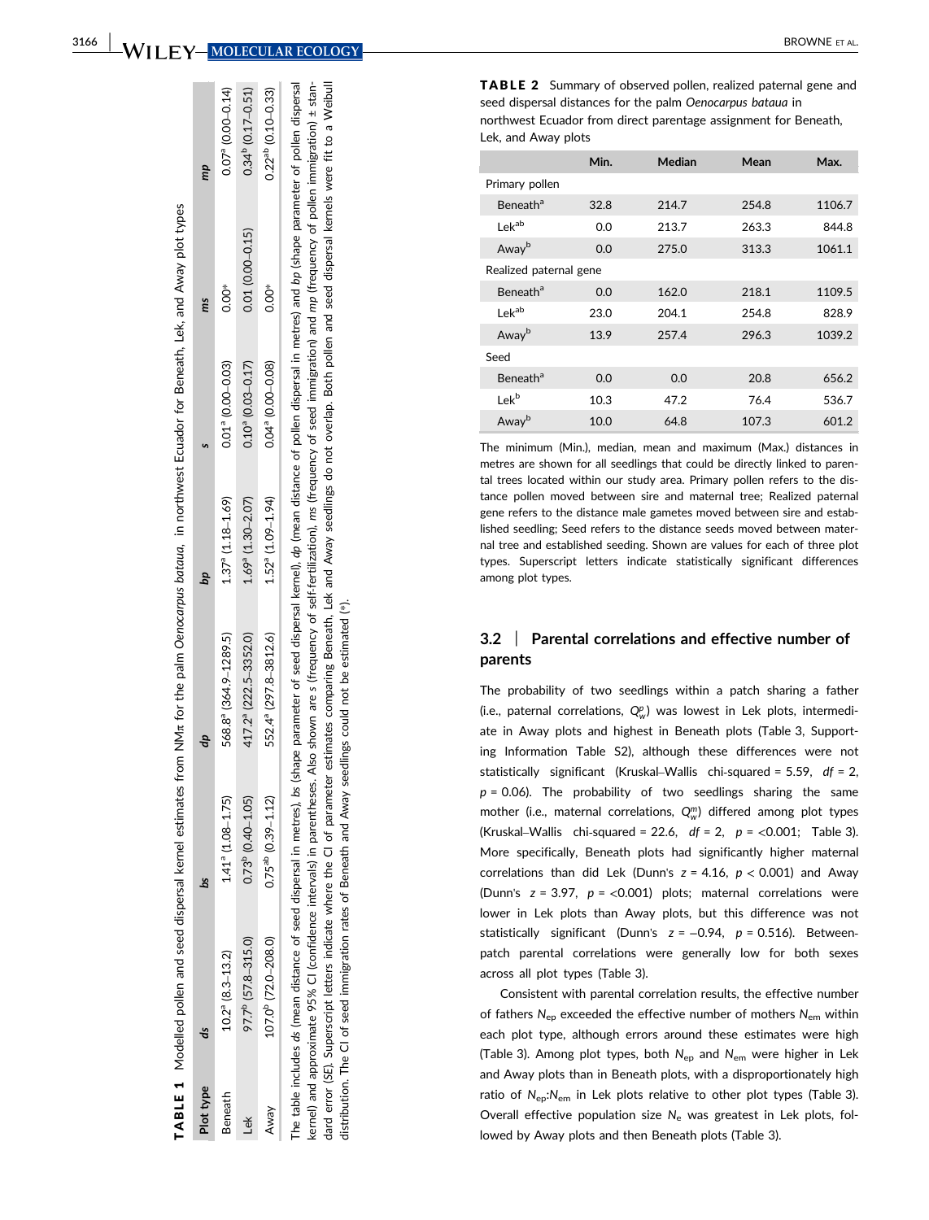**TABLE 1** Modelled pollen and seed dispersal kernel estimates from NMπ for the palm *Oenocarpus bataua*, in northwest Ecuador for Beneath, Lek, and Away plot types

| Plot type | *ds* | *bs* | *dp* | *bp* | *s* | *ms* | *mp* |
|---|---|---|---|---|---|---|---|
| Beneath | 10.2[a] (8.3–13.2) | 1.41[a] (1.08–1.75) | 568.8[a] (364.9–1289.5) | 1.37[a] (1.18–1.69) | 0.01[a] (0.00–0.03) | 0.00* | 0.07[a] (0.00–0.14) |
| Lek | 97.7[b] (57.8–315.0) | 0.73[b] (0.40–1.05) | 417.2[a] (222.5–3352.0) | 1.69[a] (1.30–2.07) | 0.10[a] (0.03–0.17) | 0.01 (0.00–0.15) | 0.34[b] (0.17–0.51) |
| Away | 107.0[b] (72.0–208.0) | 0.75[ab] (0.39–1.12) | 552.4[a] (297.8–3812.6) | 1.52[a] (1.09–1.94) | 0.04[a] (0.00–0.08) | 0.00* | 0.22[ab] (0.10–0.33) |

The table includes *ds* (mean distance of seed dispersal in metres), *bs* (shape parameter of seed dispersal kernel), *dp* (mean distance of pollen dispersal in metres) and *bp* (shape parameter of pollen dispersal kernel) and approximate 95% CI (confidence intervals) in parentheses. Also shown are *s* (frequency of self-fertilization), *ms* (frequency of seed immigration) and *mp* (frequency of pollen immigration) ± standard error (SE). Superscript letters indicate where the CI of parameter estimates comparing Beneath, Lek and Away seedlings do not overlap. Both pollen and seed dispersal kernels were fit to a Weibull distribution. The CI of seed immigration rates of Beneath and Away seedlings could not be estimated (*).

**TABLE 2** Summary of observed pollen, realized paternal gene and seed dispersal distances for the palm *Oenocarpus bataua* in northwest Ecuador from direct parentage assignment for Beneath, Lek, and Away plots

| | Min. | Median | Mean | Max. |
|---|---|---|---|---|
| Primary pollen | | | | |
| Beneath[a] | 32.8 | 214.7 | 254.8 | 1106.7 |
| Lek[ab] | 0.0 | 213.7 | 263.3 | 844.8 |
| Away[b] | 0.0 | 275.0 | 313.3 | 1061.1 |
| Realized paternal gene | | | | |
| Beneath[a] | 0.0 | 162.0 | 218.1 | 1109.5 |
| Lek[ab] | 23.0 | 204.1 | 254.8 | 828.9 |
| Away[b] | 13.9 | 257.4 | 296.3 | 1039.2 |
| Seed | | | | |
| Beneath[a] | 0.0 | 0.0 | 20.8 | 656.2 |
| Lek[b] | 10.3 | 47.2 | 76.4 | 536.7 |
| Away[b] | 10.0 | 64.8 | 107.3 | 601.2 |

The minimum (Min.), median, mean and maximum (Max.) distances in metres are shown for all seedlings that could be directly linked to parental trees located within our study area. Primary pollen refers to the distance pollen moved between sire and maternal tree; Realized paternal gene refers to the distance male gametes moved between sire and established seedling; Seed refers to the distance seeds moved between maternal tree and established seeding. Shown are values for each of three plot types. Superscript letters indicate statistically significant differences among plot types.

### 3.2 | Parental correlations and effective number of parents

The probability of two seedlings within a patch sharing a father (i.e., paternal correlations, $Q_w^p$) was lowest in Lek plots, intermediate in Away plots and highest in Beneath plots (Table 3, Supporting Information Table S2), although these differences were not statistically significant (Kruskal–Wallis chi-squared = 5.59, $df = 2$, $p = 0.06$). The probability of two seedlings sharing the same mother (i.e., maternal correlations, $Q_w^m$) differed among plot types (Kruskal–Wallis chi-squared = 22.6, $df = 2$, $p = <0.001$; Table 3). More specifically, Beneath plots had significantly higher maternal correlations than did Lek (Dunn's $z = 4.16$, $p < 0.001$) and Away (Dunn's $z = 3.97$, $p = <0.001$) plots; maternal correlations were lower in Lek plots than Away plots, but this difference was not statistically significant (Dunn's $z = -0.94$, $p = 0.516$). Between-patch parental correlations were generally low for both sexes across all plot types (Table 3).

Consistent with parental correlation results, the effective number of fathers $N_{ep}$ exceeded the effective number of mothers $N_{em}$ within each plot type, although errors around these estimates were high (Table 3). Among plot types, both $N_{ep}$ and $N_{em}$ were higher in Lek and Away plots than in Beneath plots, with a disproportionately high ratio of $N_{ep}$:$N_{em}$ in Lek plots relative to other plot types (Table 3). Overall effective population size $N_e$ was greatest in Lek plots, followed by Away plots and then Beneath plots (Table 3).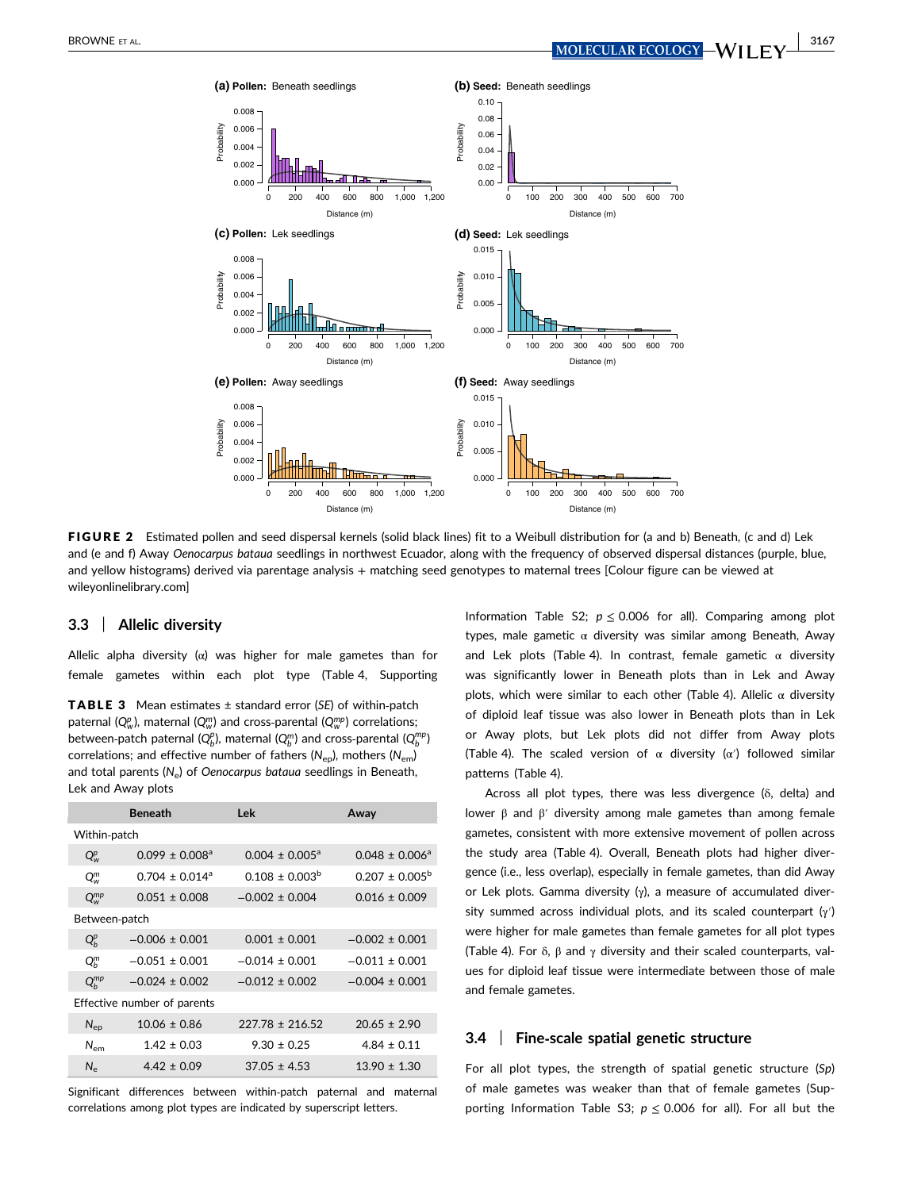**FIGURE 2** Estimated pollen and seed dispersal kernels (solid black lines) fit to a Weibull distribution for (a and b) Beneath, (c and d) Lek and (e and f) Away *Oenocarpus bataua* seedlings in northwest Ecuador, along with the frequency of observed dispersal distances (purple, blue, and yellow histograms) derived via parentage analysis + matching seed genotypes to maternal trees [Colour figure can be viewed at wileyonlinelibrary.com]

### 3.3 | Allelic diversity

Allelic alpha diversity (α) was higher for male gametes than for female gametes within each plot type (Table 4, Supporting Information Table S2; $p \leq 0.006$ for all). Comparing among plot types, male gametic α diversity was similar among Beneath, Away and Lek plots (Table 4). In contrast, female gametic α diversity was significantly lower in Beneath plots than in Lek and Away plots, which were similar to each other (Table 4). Allelic α diversity of diploid leaf tissue was also lower in Beneath plots than in Lek or Away plots, but Lek plots did not differ from Away plots (Table 4). The scaled version of α diversity (α′) followed similar patterns (Table 4).

Across all plot types, there was less divergence (δ, delta) and lower β and β′ diversity among male gametes than among female gametes, consistent with more extensive movement of pollen across the study area (Table 4). Overall, Beneath plots had higher divergence (i.e., less overlap), especially in female gametes, than did Away or Lek plots. Gamma diversity (γ), a measure of accumulated diversity summed across individual plots, and its scaled counterpart (γ′) were higher for male gametes than female gametes for all plot types (Table 4). For δ, β and γ diversity and their scaled counterparts, values for diploid leaf tissue were intermediate between those of male and female gametes.

**TABLE 3** Mean estimates ± standard error (*SE*) of within-patch paternal ($Q_w^p$), maternal ($Q_w^m$) and cross-parental ($Q_w^{mp}$) correlations; between-patch paternal ($Q_b^p$), maternal ($Q_b^m$) and cross-parental ($Q_b^{mp}$) correlations; and effective number of fathers ($N_{ep}$), mothers ($N_{em}$) and total parents ($N_e$) of *Oenocarpus bataua* seedlings in Beneath, Lek and Away plots

| | Beneath | Lek | Away |
|---|---|---|---|
| Within-patch | | | |
| $Q_w^p$ | 0.099 ± 0.008[a] | 0.004 ± 0.005[a] | 0.048 ± 0.006[a] |
| $Q_w^m$ | 0.704 ± 0.014[a] | 0.108 ± 0.003[b] | 0.207 ± 0.005[b] |
| $Q_w^{mp}$ | 0.051 ± 0.008 | −0.002 ± 0.004 | 0.016 ± 0.009 |
| Between-patch | | | |
| $Q_b^p$ | −0.006 ± 0.001 | 0.001 ± 0.001 | −0.002 ± 0.001 |
| $Q_b^m$ | −0.051 ± 0.001 | −0.014 ± 0.001 | −0.011 ± 0.001 |
| $Q_b^{mp}$ | −0.024 ± 0.002 | −0.012 ± 0.002 | −0.004 ± 0.001 |
| Effective number of parents | | | |
| $N_{ep}$ | 10.06 ± 0.86 | 227.78 ± 216.52 | 20.65 ± 2.90 |
| $N_{em}$ | 1.42 ± 0.03 | 9.30 ± 0.25 | 4.84 ± 0.11 |
| $N_e$ | 4.42 ± 0.09 | 37.05 ± 4.53 | 13.90 ± 1.30 |

Significant differences between within-patch paternal and maternal correlations among plot types are indicated by superscript letters.

### 3.4 | Fine-scale spatial genetic structure

For all plot types, the strength of spatial genetic structure (*Sp*) of male gametes was weaker than that of female gametes (Supporting Information Table S3; $p \leq 0.006$ for all). For all but the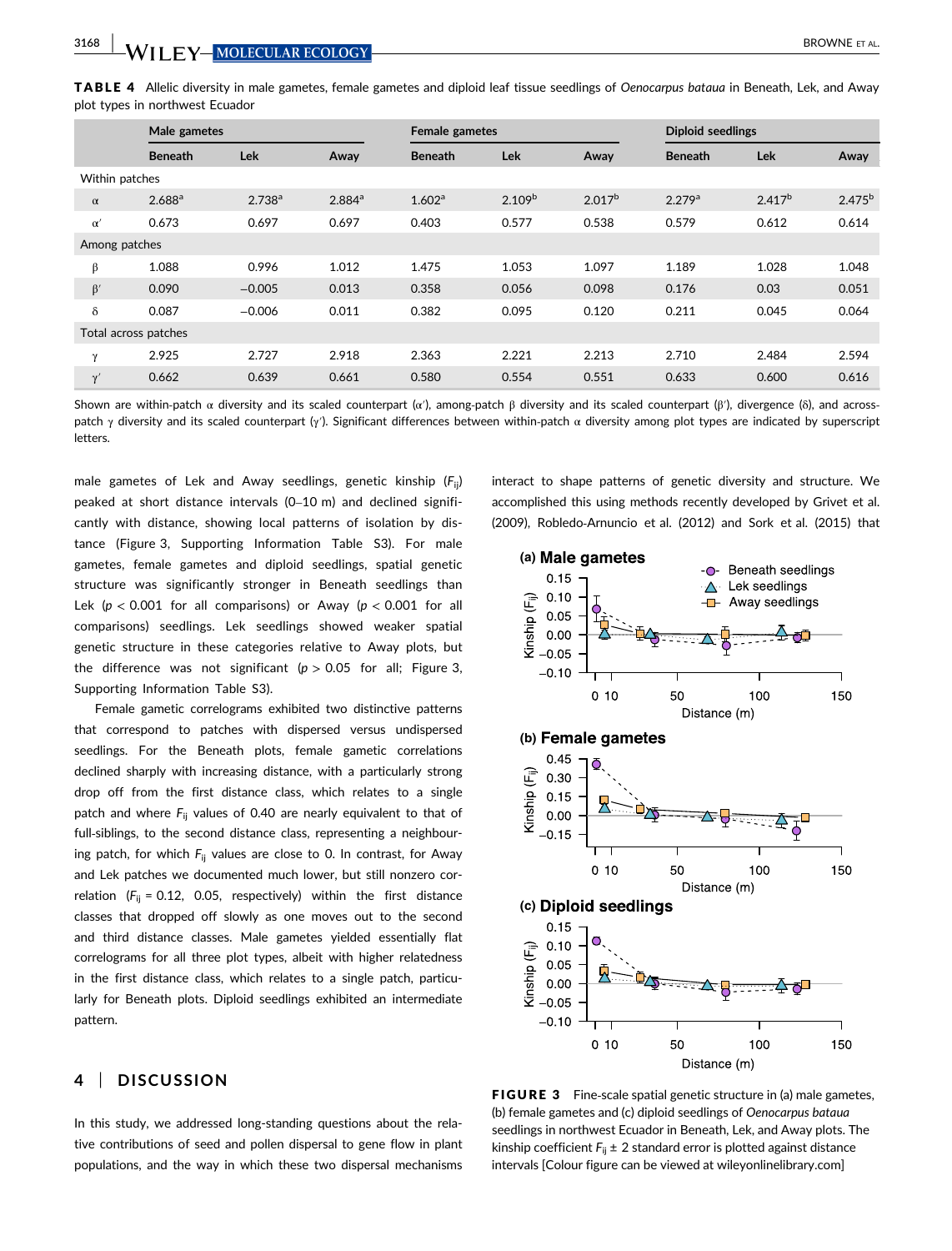**TABLE 4** Allelic diversity in male gametes, female gametes and diploid leaf tissue seedlings of *Oenocarpus bataua* in Beneath, Lek, and Away plot types in northwest Ecuador

| | Male gametes | | | Female gametes | | | Diploid seedlings | | |
|---|---|---|---|---|---|---|---|---|---|
| | Beneath | Lek | Away | Beneath | Lek | Away | Beneath | Lek | Away |
| Within patches | | | | | | | | | |
| $\alpha$ | 2.688[a] | 2.738[a] | 2.884[a] | 1.602[a] | 2.109[b] | 2.017[b] | 2.279[a] | 2.417[b] | 2.475[b] |
| $\alpha'$ | 0.673 | 0.697 | 0.697 | 0.403 | 0.577 | 0.538 | 0.579 | 0.612 | 0.614 |
| Among patches | | | | | | | | | |
| $\beta$ | 1.088 | 0.996 | 1.012 | 1.475 | 1.053 | 1.097 | 1.189 | 1.028 | 1.048 |
| $\beta'$ | 0.090 | −0.005 | 0.013 | 0.358 | 0.056 | 0.098 | 0.176 | 0.03 | 0.051 |
| $\delta$ | 0.087 | −0.006 | 0.011 | 0.382 | 0.095 | 0.120 | 0.211 | 0.045 | 0.064 |
| Total across patches | | | | | | | | | |
| $\gamma$ | 2.925 | 2.727 | 2.918 | 2.363 | 2.221 | 2.213 | 2.710 | 2.484 | 2.594 |
| $\gamma'$ | 0.662 | 0.639 | 0.661 | 0.580 | 0.554 | 0.551 | 0.633 | 0.600 | 0.616 |

Shown are within-patch $\alpha$ diversity and its scaled counterpart ($\alpha'$), among-patch $\beta$ diversity and its scaled counterpart ($\beta'$), divergence ($\delta$), and across-patch $\gamma$ diversity and its scaled counterpart ($\gamma'$). Significant differences between within-patch $\alpha$ diversity among plot types are indicated by superscript letters.

male gametes of Lek and Away seedlings, genetic kinship ($F_{ij}$) peaked at short distance intervals (0–10 m) and declined significantly with distance, showing local patterns of isolation by distance (Figure 3, Supporting Information Table S3). For male gametes, female gametes and diploid seedlings, spatial genetic structure was significantly stronger in Beneath seedlings than Lek ($p < 0.001$ for all comparisons) or Away ($p < 0.001$ for all comparisons) seedlings. Lek seedlings showed weaker spatial genetic structure in these categories relative to Away plots, but the difference was not significant ($p > 0.05$ for all; Figure 3, Supporting Information Table S3).

Female gametic correlograms exhibited two distinctive patterns that correspond to patches with dispersed versus undispersed seedlings. For the Beneath plots, female gametic correlations declined sharply with increasing distance, with a particularly strong drop off from the first distance class, which relates to a single patch and where $F_{ij}$ values of 0.40 are nearly equivalent to that of full-siblings, to the second distance class, representing a neighbouring patch, for which $F_{ij}$ values are close to 0. In contrast, for Away and Lek patches we documented much lower, but still nonzero correlation ($F_{ij}$ = 0.12, 0.05, respectively) within the first distance classes that dropped off slowly as one moves out to the second and third distance classes. Male gametes yielded essentially flat correlograms for all three plot types, albeit with higher relatedness in the first distance class, which relates to a single patch, particularly for Beneath plots. Diploid seedlings exhibited an intermediate pattern.

## 4 | DISCUSSION

In this study, we addressed long-standing questions about the relative contributions of seed and pollen dispersal to gene flow in plant populations, and the way in which these two dispersal mechanisms interact to shape patterns of genetic diversity and structure. We accomplished this using methods recently developed by Grivet et al. (2009), Robledo-Arnuncio et al. (2012) and Sork et al. (2015) that

**FIGURE 3** Fine-scale spatial genetic structure in (a) male gametes, (b) female gametes and (c) diploid seedlings of *Oenocarpus bataua* seedlings in northwest Ecuador in Beneath, Lek, and Away plots. The kinship coefficient $F_{ij} \pm 2$ standard error is plotted against distance intervals [Colour figure can be viewed at wileyonlinelibrary.com]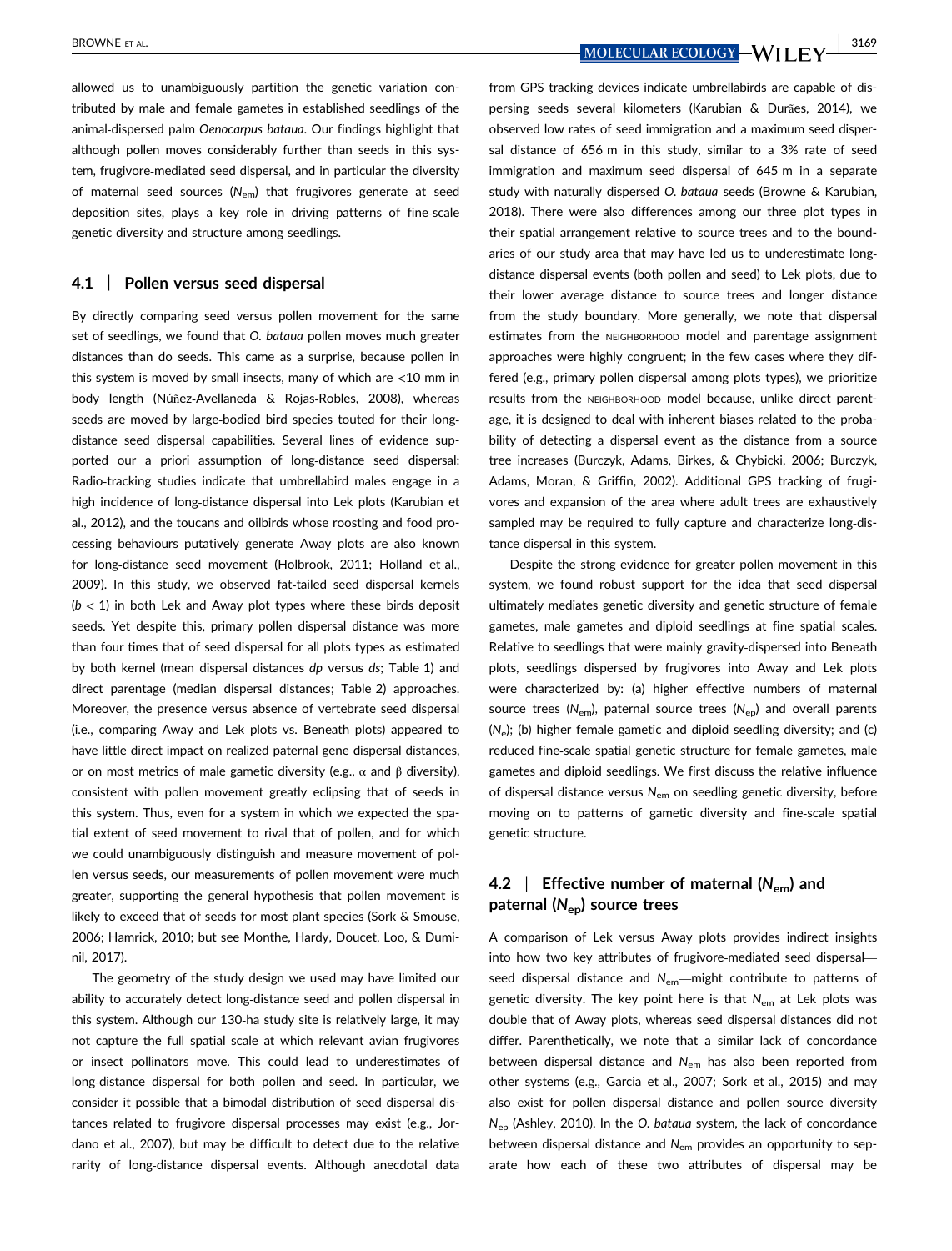allowed us to unambiguously partition the genetic variation contributed by male and female gametes in established seedlings of the animal-dispersed palm *Oenocarpus bataua*. Our findings highlight that although pollen moves considerably further than seeds in this system, frugivore-mediated seed dispersal, and in particular the diversity of maternal seed sources ($N_{em}$) that frugivores generate at seed deposition sites, plays a key role in driving patterns of fine-scale genetic diversity and structure among seedlings.

### 4.1 | Pollen versus seed dispersal

By directly comparing seed versus pollen movement for the same set of seedlings, we found that *O. bataua* pollen moves much greater distances than do seeds. This came as a surprise, because pollen in this system is moved by small insects, many of which are <10 mm in body length (Núñez-Avellaneda & Rojas-Robles, 2008), whereas seeds are moved by large-bodied bird species touted for their long-distance seed dispersal capabilities. Several lines of evidence supported our a priori assumption of long-distance seed dispersal: Radio-tracking studies indicate that umbrellabird males engage in a high incidence of long-distance dispersal into Lek plots (Karubian et al., 2012), and the toucans and oilbirds whose roosting and food processing behaviours putatively generate Away plots are also known for long-distance seed movement (Holbrook, 2011; Holland et al., 2009). In this study, we observed fat-tailed seed dispersal kernels ($b < 1$) in both Lek and Away plot types where these birds deposit seeds. Yet despite this, primary pollen dispersal distance was more than four times that of seed dispersal for all plots types as estimated by both kernel (mean dispersal distances *dp* versus *ds*; Table 1) and direct parentage (median dispersal distances; Table 2) approaches. Moreover, the presence versus absence of vertebrate seed dispersal (i.e., comparing Away and Lek plots vs. Beneath plots) appeared to have little direct impact on realized paternal gene dispersal distances, or on most metrics of male gametic diversity (e.g., α and β diversity), consistent with pollen movement greatly eclipsing that of seeds in this system. Thus, even for a system in which we expected the spatial extent of seed movement to rival that of pollen, and for which we could unambiguously distinguish and measure movement of pollen versus seeds, our measurements of pollen movement were much greater, supporting the general hypothesis that pollen movement is likely to exceed that of seeds for most plant species (Sork & Smouse, 2006; Hamrick, 2010; but see Monthe, Hardy, Doucet, Loo, & Duminil, 2017).

The geometry of the study design we used may have limited our ability to accurately detect long-distance seed and pollen dispersal in this system. Although our 130-ha study site is relatively large, it may not capture the full spatial scale at which relevant avian frugivores or insect pollinators move. This could lead to underestimates of long-distance dispersal for both pollen and seed. In particular, we consider it possible that a bimodal distribution of seed dispersal distances related to frugivore dispersal processes may exist (e.g., Jordano et al., 2007), but may be difficult to detect due to the relative rarity of long-distance dispersal events. Although anecdotal data from GPS tracking devices indicate umbrellabirds are capable of dispersing seeds several kilometers (Karubian & Durães, 2014), we observed low rates of seed immigration and a maximum seed dispersal distance of 656 m in this study, similar to a 3% rate of seed immigration and maximum seed dispersal of 645 m in a separate study with naturally dispersed *O. bataua* seeds (Browne & Karubian, 2018). There were also differences among our three plot types in their spatial arrangement relative to source trees and to the boundaries of our study area that may have led us to underestimate long-distance dispersal events (both pollen and seed) to Lek plots, due to their lower average distance to source trees and longer distance from the study boundary. More generally, we note that dispersal estimates from the NEIGHBORHOOD model and parentage assignment approaches were highly congruent; in the few cases where they differed (e.g., primary pollen dispersal among plots types), we prioritize results from the NEIGHBORHOOD model because, unlike direct parentage, it is designed to deal with inherent biases related to the probability of detecting a dispersal event as the distance from a source tree increases (Burczyk, Adams, Birkes, & Chybicki, 2006; Burczyk, Adams, Moran, & Griffin, 2002). Additional GPS tracking of frugivores and expansion of the area where adult trees are exhaustively sampled may be required to fully capture and characterize long-distance dispersal in this system.

Despite the strong evidence for greater pollen movement in this system, we found robust support for the idea that seed dispersal ultimately mediates genetic diversity and genetic structure of female gametes, male gametes and diploid seedlings at fine spatial scales. Relative to seedlings that were mainly gravity-dispersed into Beneath plots, seedlings dispersed by frugivores into Away and Lek plots were characterized by: (a) higher effective numbers of maternal source trees ($N_{em}$), paternal source trees ($N_{ep}$) and overall parents ($N_e$); (b) higher female gametic and diploid seedling diversity; and (c) reduced fine-scale spatial genetic structure for female gametes, male gametes and diploid seedlings. We first discuss the relative influence of dispersal distance versus $N_{em}$ on seedling genetic diversity, before moving on to patterns of gametic diversity and fine-scale spatial genetic structure.

### 4.2 | Effective number of maternal ($N_{em}$) and paternal ($N_{ep}$) source trees

A comparison of Lek versus Away plots provides indirect insights into how two key attributes of frugivore-mediated seed dispersal—seed dispersal distance and $N_{em}$—might contribute to patterns of genetic diversity. The key point here is that $N_{em}$ at Lek plots was double that of Away plots, whereas seed dispersal distances did not differ. Parenthetically, we note that a similar lack of concordance between dispersal distance and $N_{em}$ has also been reported from other systems (e.g., Garcia et al., 2007; Sork et al., 2015) and may also exist for pollen dispersal distance and pollen source diversity $N_{ep}$ (Ashley, 2010). In the *O. bataua* system, the lack of concordance between dispersal distance and $N_{em}$ provides an opportunity to separate how each of these two attributes of dispersal may be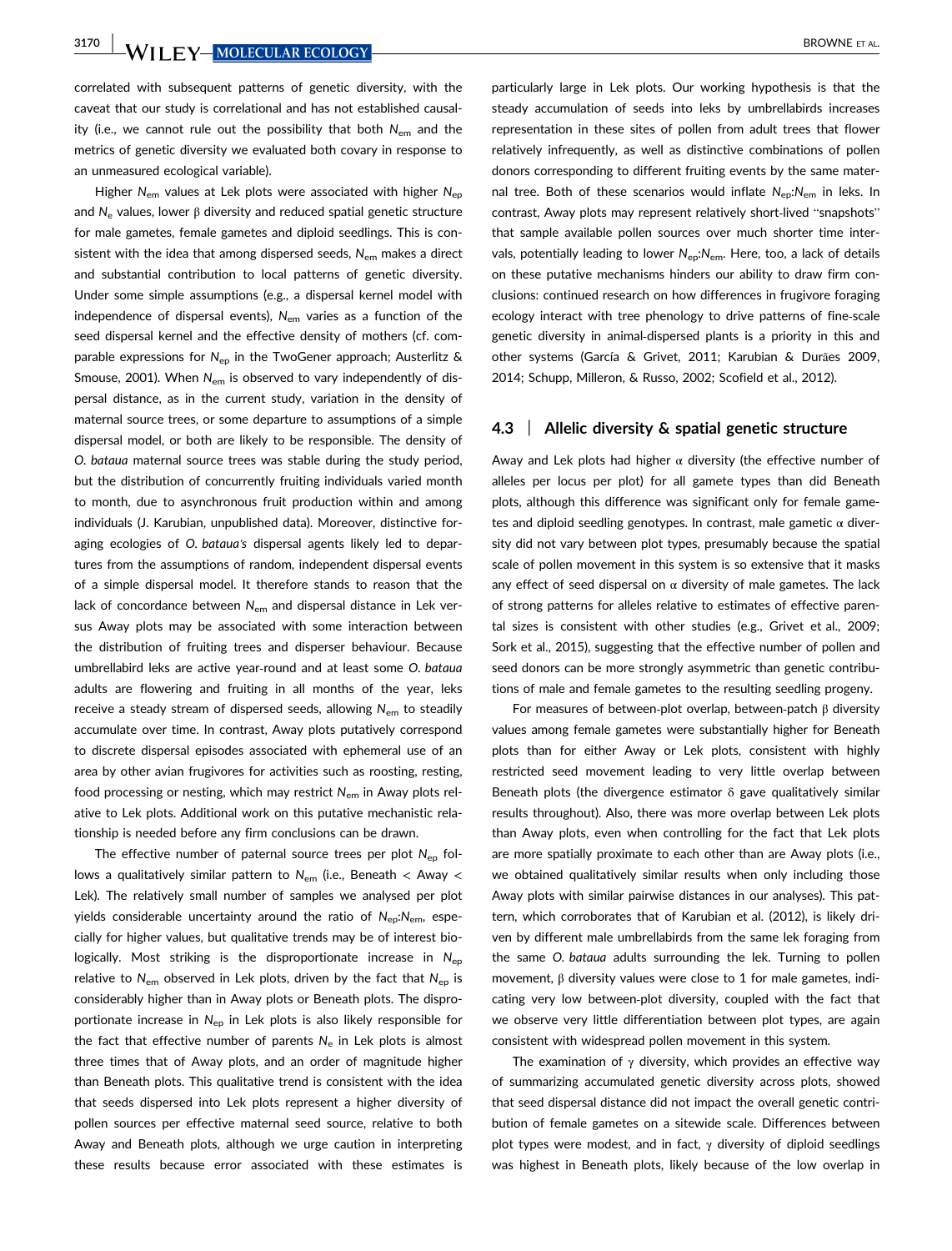correlated with subsequent patterns of genetic diversity, with the caveat that our study is correlational and has not established causality (i.e., we cannot rule out the possibility that both $N_{em}$ and the metrics of genetic diversity we evaluated both covary in response to an unmeasured ecological variable).

Higher $N_{em}$ values at Lek plots were associated with higher $N_{ep}$ and $N_e$ values, lower β diversity and reduced spatial genetic structure for male gametes, female gametes and diploid seedlings. This is consistent with the idea that among dispersed seeds, $N_{em}$ makes a direct and substantial contribution to local patterns of genetic diversity. Under some simple assumptions (e.g., a dispersal kernel model with independence of dispersal events), $N_{em}$ varies as a function of the seed dispersal kernel and the effective density of mothers (cf. comparable expressions for $N_{ep}$ in the TwoGener approach; Austerlitz & Smouse, 2001). When $N_{em}$ is observed to vary independently of dispersal distance, as in the current study, variation in the density of maternal source trees, or some departure to assumptions of a simple dispersal model, or both are likely to be responsible. The density of *O. bataua* maternal source trees was stable during the study period, but the distribution of concurrently fruiting individuals varied month to month, due to asynchronous fruit production within and among individuals (J. Karubian, unpublished data). Moreover, distinctive foraging ecologies of *O. bataua's* dispersal agents likely led to departures from the assumptions of random, independent dispersal events of a simple dispersal model. It therefore stands to reason that the lack of concordance between $N_{em}$ and dispersal distance in Lek versus Away plots may be associated with some interaction between the distribution of fruiting trees and disperser behaviour. Because umbrellabird leks are active year-round and at least some *O. bataua* adults are flowering and fruiting in all months of the year, leks receive a steady stream of dispersed seeds, allowing $N_{em}$ to steadily accumulate over time. In contrast, Away plots putatively correspond to discrete dispersal episodes associated with ephemeral use of an area by other avian frugivores for activities such as roosting, resting, food processing or nesting, which may restrict $N_{em}$ in Away plots relative to Lek plots. Additional work on this putative mechanistic relationship is needed before any firm conclusions can be drawn.

The effective number of paternal source trees per plot $N_{ep}$ follows a qualitatively similar pattern to $N_{em}$ (i.e., Beneath < Away < Lek). The relatively small number of samples we analysed per plot yields considerable uncertainty around the ratio of $N_{ep}$:$N_{em}$, especially for higher values, but qualitative trends may be of interest biologically. Most striking is the disproportionate increase in $N_{ep}$ relative to $N_{em}$ observed in Lek plots, driven by the fact that $N_{ep}$ is considerably higher than in Away plots or Beneath plots. The disproportionate increase in $N_{ep}$ in Lek plots is also likely responsible for the fact that effective number of parents $N_e$ in Lek plots is almost three times that of Away plots, and an order of magnitude higher than Beneath plots. This qualitative trend is consistent with the idea that seeds dispersed into Lek plots represent a higher diversity of pollen sources per effective maternal seed source, relative to both Away and Beneath plots, although we urge caution in interpreting these results because error associated with these estimates is particularly large in Lek plots. Our working hypothesis is that the steady accumulation of seeds into leks by umbrellabirds increases representation in these sites of pollen from adult trees that flower relatively infrequently, as well as distinctive combinations of pollen donors corresponding to different fruiting events by the same maternal tree. Both of these scenarios would inflate $N_{ep}$:$N_{em}$ in leks. In contrast, Away plots may represent relatively short-lived "snapshots" that sample available pollen sources over much shorter time intervals, potentially leading to lower $N_{ep}$:$N_{em}$. Here, too, a lack of details on these putative mechanisms hinders our ability to draw firm conclusions: continued research on how differences in frugivore foraging ecology interact with tree phenology to drive patterns of fine-scale genetic diversity in animal-dispersed plants is a priority in this and other systems (García & Grivet, 2011; Karubian & Durães 2009, 2014; Schupp, Milleron, & Russo, 2002; Scofield et al., 2012).

### 4.3 | Allelic diversity & spatial genetic structure

Away and Lek plots had higher α diversity (the effective number of alleles per locus per plot) for all gamete types than did Beneath plots, although this difference was significant only for female gametes and diploid seedling genotypes. In contrast, male gametic α diversity did not vary between plot types, presumably because the spatial scale of pollen movement in this system is so extensive that it masks any effect of seed dispersal on α diversity of male gametes. The lack of strong patterns for alleles relative to estimates of effective parental sizes is consistent with other studies (e.g., Grivet et al., 2009; Sork et al., 2015), suggesting that the effective number of pollen and seed donors can be more strongly asymmetric than genetic contributions of male and female gametes to the resulting seedling progeny.

For measures of between-plot overlap, between-patch β diversity values among female gametes were substantially higher for Beneath plots than for either Away or Lek plots, consistent with highly restricted seed movement leading to very little overlap between Beneath plots (the divergence estimator δ gave qualitatively similar results throughout). Also, there was more overlap between Lek plots than Away plots, even when controlling for the fact that Lek plots are more spatially proximate to each other than are Away plots (i.e., we obtained qualitatively similar results when only including those Away plots with similar pairwise distances in our analyses). This pattern, which corroborates that of Karubian et al. (2012), is likely driven by different male umbrellabirds from the same lek foraging from the same *O. bataua* adults surrounding the lek. Turning to pollen movement, β diversity values were close to 1 for male gametes, indicating very low between-plot diversity, coupled with the fact that we observe very little differentiation between plot types, are again consistent with widespread pollen movement in this system.

The examination of γ diversity, which provides an effective way of summarizing accumulated genetic diversity across plots, showed that seed dispersal distance did not impact the overall genetic contribution of female gametes on a sitewide scale. Differences between plot types were modest, and in fact, γ diversity of diploid seedlings was highest in Beneath plots, likely because of the low overlap in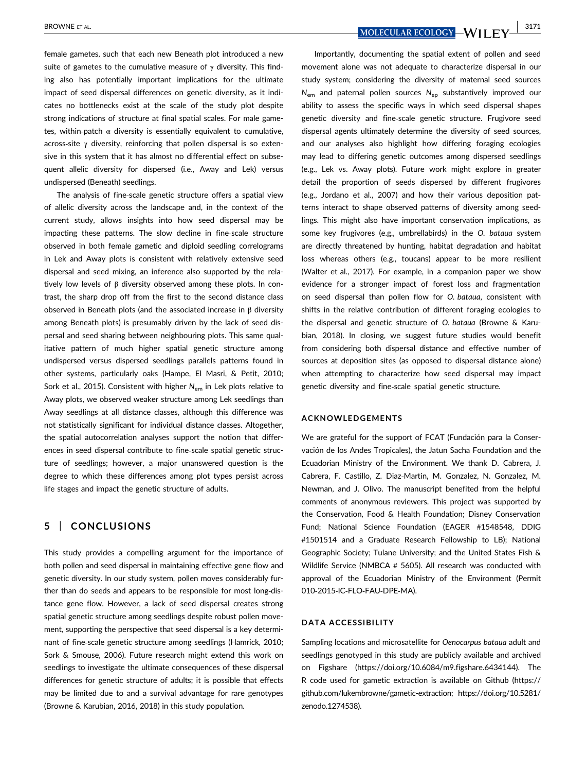female gametes, such that each new Beneath plot introduced a new suite of gametes to the cumulative measure of $\gamma$ diversity. This finding also has potentially important implications for the ultimate impact of seed dispersal differences on genetic diversity, as it indicates no bottlenecks exist at the scale of the study plot despite strong indications of structure at final spatial scales. For male gametes, within-patch $\alpha$ diversity is essentially equivalent to cumulative, across-site $\gamma$ diversity, reinforcing that pollen dispersal is so extensive in this system that it has almost no differential effect on subsequent allelic diversity for dispersed (i.e., Away and Lek) versus undispersed (Beneath) seedlings.

The analysis of fine-scale genetic structure offers a spatial view of allelic diversity across the landscape and, in the context of the current study, allows insights into how seed dispersal may be impacting these patterns. The slow decline in fine-scale structure observed in both female gametic and diploid seedling correlograms in Lek and Away plots is consistent with relatively extensive seed dispersal and seed mixing, an inference also supported by the relatively low levels of $\beta$ diversity observed among these plots. In contrast, the sharp drop off from the first to the second distance class observed in Beneath plots (and the associated increase in $\beta$ diversity among Beneath plots) is presumably driven by the lack of seed dispersal and seed sharing between neighbouring plots. This same qualitative pattern of much higher spatial genetic structure among undispersed versus dispersed seedlings parallels patterns found in other systems, particularly oaks (Hampe, El Masri, & Petit, 2010; Sork et al., 2015). Consistent with higher $N_{em}$ in Lek plots relative to Away plots, we observed weaker structure among Lek seedlings than Away seedlings at all distance classes, although this difference was not statistically significant for individual distance classes. Altogether, the spatial autocorrelation analyses support the notion that differences in seed dispersal contribute to fine-scale spatial genetic structure of seedlings; however, a major unanswered question is the degree to which these differences among plot types persist across life stages and impact the genetic structure of adults.

## 5 | CONCLUSIONS

This study provides a compelling argument for the importance of both pollen and seed dispersal in maintaining effective gene flow and genetic diversity. In our study system, pollen moves considerably further than do seeds and appears to be responsible for most long-distance gene flow. However, a lack of seed dispersal creates strong spatial genetic structure among seedlings despite robust pollen movement, supporting the perspective that seed dispersal is a key determinant of fine-scale genetic structure among seedlings (Hamrick, 2010; Sork & Smouse, 2006). Future research might extend this work on seedlings to investigate the ultimate consequences of these dispersal differences for genetic structure of adults; it is possible that effects may be limited due to and a survival advantage for rare genotypes (Browne & Karubian, 2016, 2018) in this study population.

Importantly, documenting the spatial extent of pollen and seed movement alone was not adequate to characterize dispersal in our study system; considering the diversity of maternal seed sources $N_{em}$ and paternal pollen sources $N_{ep}$ substantively improved our ability to assess the specific ways in which seed dispersal shapes genetic diversity and fine-scale genetic structure. Frugivore seed dispersal agents ultimately determine the diversity of seed sources, and our analyses also highlight how differing foraging ecologies may lead to differing genetic outcomes among dispersed seedlings (e.g., Lek vs. Away plots). Future work might explore in greater detail the proportion of seeds dispersed by different frugivores (e.g., Jordano et al., 2007) and how their various deposition patterns interact to shape observed patterns of diversity among seedlings. This might also have important conservation implications, as some key frugivores (e.g., umbrellabirds) in the *O. bataua* system are directly threatened by hunting, habitat degradation and habitat loss whereas others (e.g., toucans) appear to be more resilient (Walter et al., 2017). For example, in a companion paper we show evidence for a stronger impact of forest loss and fragmentation on seed dispersal than pollen flow for *O. bataua*, consistent with shifts in the relative contribution of different foraging ecologies to the dispersal and genetic structure of *O. bataua* (Browne & Karubian, 2018). In closing, we suggest future studies would benefit from considering both dispersal distance and effective number of sources at deposition sites (as opposed to dispersal distance alone) when attempting to characterize how seed dispersal may impact genetic diversity and fine-scale spatial genetic structure.

## ACKNOWLEDGEMENTS

We are grateful for the support of FCAT (Fundación para la Conservación de los Andes Tropicales), the Jatun Sacha Foundation and the Ecuadorian Ministry of the Environment. We thank D. Cabrera, J. Cabrera, F. Castillo, Z. Diaz-Martin, M. Gonzalez, N. Gonzalez, M. Newman, and J. Olivo. The manuscript benefited from the helpful comments of anonymous reviewers. This project was supported by the Conservation, Food & Health Foundation; Disney Conservation Fund; National Science Foundation (EAGER #1548548, DDIG #1501514 and a Graduate Research Fellowship to LB); National Geographic Society; Tulane University; and the United States Fish & Wildlife Service (NMBCA # 5605). All research was conducted with approval of the Ecuadorian Ministry of the Environment (Permit 010-2015-IC-FLO-FAU-DPE-MA).

## DATA ACCESSIBILITY

Sampling locations and microsatellite for *Oenocarpus bataua* adult and seedlings genotyped in this study are publicly available and archived on Figshare (https://doi.org/10.6084/m9.figshare.6434144). The R code used for gametic extraction is available on Github (https://github.com/lukembrowne/gametic-extraction; https://doi.org/10.5281/zenodo.1274538).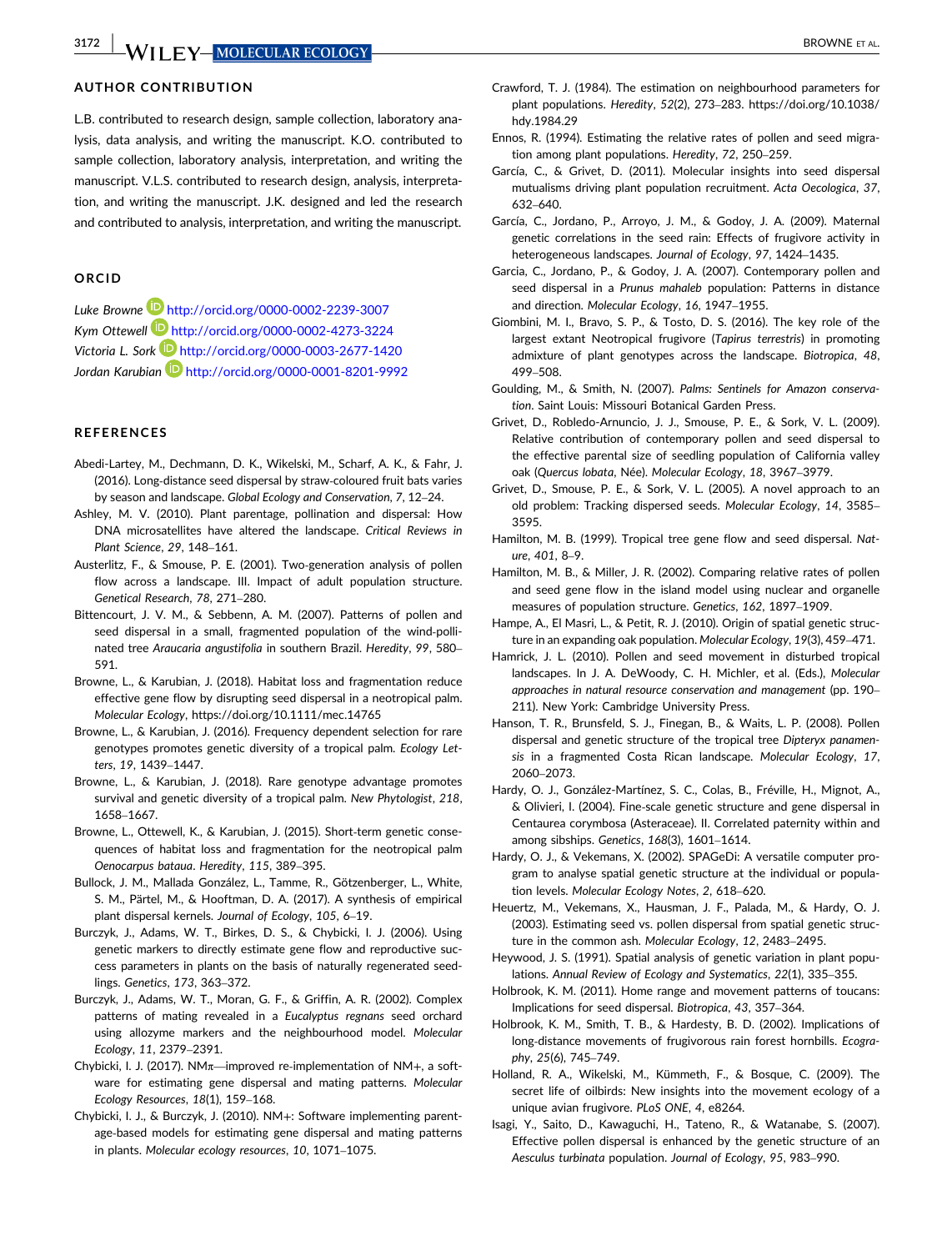## AUTHOR CONTRIBUTION

L.B. contributed to research design, sample collection, laboratory analysis, data analysis, and writing the manuscript. K.O. contributed to sample collection, laboratory analysis, interpretation, and writing the manuscript. V.L.S. contributed to research design, analysis, interpretation, and writing the manuscript. J.K. designed and led the research and contributed to analysis, interpretation, and writing the manuscript.

## ORCID

*Luke Browne* http://orcid.org/0000-0002-2239-3007
*Kym Ottewell* http://orcid.org/0000-0002-4273-3224
*Victoria L. Sork* http://orcid.org/0000-0003-2677-1420
*Jordan Karubian* http://orcid.org/0000-0001-8201-9992

## REFERENCES

Abedi-Lartey, M., Dechmann, D. K., Wikelski, M., Scharf, A. K., & Fahr, J. (2016). Long-distance seed dispersal by straw-coloured fruit bats varies by season and landscape. *Global Ecology and Conservation*, *7*, 12–24.

Ashley, M. V. (2010). Plant parentage, pollination and dispersal: How DNA microsatellites have altered the landscape. *Critical Reviews in Plant Science*, *29*, 148–161.

Austerlitz, F., & Smouse, P. E. (2001). Two-generation analysis of pollen flow across a landscape. III. Impact of adult population structure. *Genetical Research*, *78*, 271–280.

Bittencourt, J. V. M., & Sebbenn, A. M. (2007). Patterns of pollen and seed dispersal in a small, fragmented population of the wind-pollinated tree *Araucaria angustifolia* in southern Brazil. *Heredity*, *99*, 580–591.

Browne, L., & Karubian, J. (2018). Habitat loss and fragmentation reduce effective gene flow by disrupting seed dispersal in a neotropical palm. *Molecular Ecology*, https://doi.org/10.1111/mec.14765

Browne, L., & Karubian, J. (2016). Frequency dependent selection for rare genotypes promotes genetic diversity of a tropical palm. *Ecology Letters*, *19*, 1439–1447.

Browne, L., & Karubian, J. (2018). Rare genotype advantage promotes survival and genetic diversity of a tropical palm. *New Phytologist*, *218*, 1658–1667.

Browne, L., Ottewell, K., & Karubian, J. (2015). Short-term genetic consequences of habitat loss and fragmentation for the neotropical palm *Oenocarpus bataua*. *Heredity*, *115*, 389–395.

Bullock, J. M., Mallada González, L., Tamme, R., Götzenberger, L., White, S. M., Pärtel, M., & Hooftman, D. A. (2017). A synthesis of empirical plant dispersal kernels. *Journal of Ecology*, *105*, 6–19.

Burczyk, J., Adams, W. T., Birkes, D. S., & Chybicki, I. J. (2006). Using genetic markers to directly estimate gene flow and reproductive success parameters in plants on the basis of naturally regenerated seedlings. *Genetics*, *173*, 363–372.

Burczyk, J., Adams, W. T., Moran, G. F., & Griffin, A. R. (2002). Complex patterns of mating revealed in a *Eucalyptus regnans* seed orchard using allozyme markers and the neighbourhood model. *Molecular Ecology*, *11*, 2379–2391.

Chybicki, I. J. (2017). NMπ—improved re-implementation of NM+, a software for estimating gene dispersal and mating patterns. *Molecular Ecology Resources*, *18*(1), 159–168.

Chybicki, I. J., & Burczyk, J. (2010). NM+: Software implementing parentage-based models for estimating gene dispersal and mating patterns in plants. *Molecular ecology resources*, *10*, 1071–1075.

Crawford, T. J. (1984). The estimation on neighbourhood parameters for plant populations. *Heredity*, *52*(2), 273–283. https://doi.org/10.1038/hdy.1984.29

Ennos, R. (1994). Estimating the relative rates of pollen and seed migration among plant populations. *Heredity*, *72*, 250–259.

García, C., & Grivet, D. (2011). Molecular insights into seed dispersal mutualisms driving plant population recruitment. *Acta Oecologica*, *37*, 632–640.

García, C., Jordano, P., Arroyo, J. M., & Godoy, J. A. (2009). Maternal genetic correlations in the seed rain: Effects of frugivore activity in heterogeneous landscapes. *Journal of Ecology*, *97*, 1424–1435.

Garcia, C., Jordano, P., & Godoy, J. A. (2007). Contemporary pollen and seed dispersal in a *Prunus mahaleb* population: Patterns in distance and direction. *Molecular Ecology*, *16*, 1947–1955.

Giombini, M. I., Bravo, S. P., & Tosto, D. S. (2016). The key role of the largest extant Neotropical frugivore (*Tapirus terrestris*) in promoting admixture of plant genotypes across the landscape. *Biotropica*, *48*, 499–508.

Goulding, M., & Smith, N. (2007). *Palms: Sentinels for Amazon conservation*. Saint Louis: Missouri Botanical Garden Press.

Grivet, D., Robledo-Arnuncio, J. J., Smouse, P. E., & Sork, V. L. (2009). Relative contribution of contemporary pollen and seed dispersal to the effective parental size of seedling population of California valley oak (*Quercus lobata*, Née). *Molecular Ecology*, *18*, 3967–3979.

Grivet, D., Smouse, P. E., & Sork, V. L. (2005). A novel approach to an old problem: Tracking dispersed seeds. *Molecular Ecology*, *14*, 3585–3595.

Hamilton, M. B. (1999). Tropical tree gene flow and seed dispersal. *Nature*, *401*, 8–9.

Hamilton, M. B., & Miller, J. R. (2002). Comparing relative rates of pollen and seed gene flow in the island model using nuclear and organelle measures of population structure. *Genetics*, *162*, 1897–1909.

Hampe, A., El Masri, L., & Petit, R. J. (2010). Origin of spatial genetic structure in an expanding oak population. *Molecular Ecology*, *19*(3), 459–471.

Hamrick, J. L. (2010). Pollen and seed movement in disturbed tropical landscapes. In J. A. DeWoody, C. H. Michler, et al. (Eds.), *Molecular approaches in natural resource conservation and management* (pp. 190–211). New York: Cambridge University Press.

Hanson, T. R., Brunsfeld, S. J., Finegan, B., & Waits, L. P. (2008). Pollen dispersal and genetic structure of the tropical tree *Dipteryx panamensis* in a fragmented Costa Rican landscape. *Molecular Ecology*, *17*, 2060–2073.

Hardy, O. J., González-Martínez, S. C., Colas, B., Fréville, H., Mignot, A., & Olivieri, I. (2004). Fine-scale genetic structure and gene dispersal in Centaurea corymbosa (Asteraceae). II. Correlated paternity within and among sibships. *Genetics*, *168*(3), 1601–1614.

Hardy, O. J., & Vekemans, X. (2002). SPAGeDi: A versatile computer program to analyse spatial genetic structure at the individual or population levels. *Molecular Ecology Notes*, *2*, 618–620.

Heuertz, M., Vekemans, X., Hausman, J. F., Palada, M., & Hardy, O. J. (2003). Estimating seed vs. pollen dispersal from spatial genetic structure in the common ash. *Molecular Ecology*, *12*, 2483–2495.

Heywood, J. S. (1991). Spatial analysis of genetic variation in plant populations. *Annual Review of Ecology and Systematics*, *22*(1), 335–355.

Holbrook, K. M. (2011). Home range and movement patterns of toucans: Implications for seed dispersal. *Biotropica*, *43*, 357–364.

Holbrook, K. M., Smith, T. B., & Hardesty, B. D. (2002). Implications of long-distance movements of frugivorous rain forest hornbills. *Ecography*, *25*(6), 745–749.

Holland, R. A., Wikelski, M., Kümmeth, F., & Bosque, C. (2009). The secret life of oilbirds: New insights into the movement ecology of a unique avian frugivore. *PLoS ONE*, *4*, e8264.

Isagi, Y., Saito, D., Kawaguchi, H., Tateno, R., & Watanabe, S. (2007). Effective pollen dispersal is enhanced by the genetic structure of an *Aesculus turbinata* population. *Journal of Ecology*, *95*, 983–990.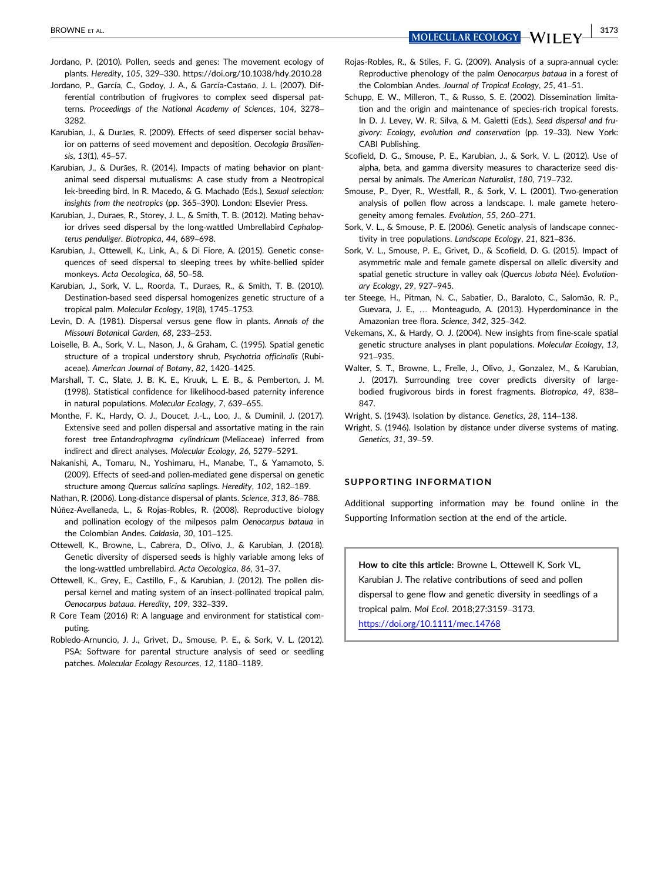Jordano, P. (2010). Pollen, seeds and genes: The movement ecology of plants. *Heredity*, *105*, 329–330. https://doi.org/10.1038/hdy.2010.28

Jordano, P., García, C., Godoy, J. A., & García-Castaño, J. L. (2007). Differential contribution of frugivores to complex seed dispersal patterns. *Proceedings of the National Academy of Sciences*, *104*, 3278–3282.

Karubian, J., & Durães, R. (2009). Effects of seed disperser social behavior on patterns of seed movement and deposition. *Oecologia Brasiliensis*, *13*(1), 45–57.

Karubian, J., & Durães, R. (2014). Impacts of mating behavior on plant-animal seed dispersal mutualisms: A case study from a Neotropical lek-breeding bird. In R. Macedo, & G. Machado (Eds.), *Sexual selection: insights from the neotropics* (pp. 365–390). London: Elsevier Press.

Karubian, J., Duraes, R., Storey, J. L., & Smith, T. B. (2012). Mating behavior drives seed dispersal by the long-wattled Umbrellabird *Cephalopterus penduliger*. *Biotropica*, *44*, 689–698.

Karubian, J., Ottewell, K., Link, A., & Di Fiore, A. (2015). Genetic consequences of seed dispersal to sleeping trees by white-bellied spider monkeys. *Acta Oecologica*, *68*, 50–58.

Karubian, J., Sork, V. L., Roorda, T., Duraes, R., & Smith, T. B. (2010). Destination-based seed dispersal homogenizes genetic structure of a tropical palm. *Molecular Ecology*, *19*(8), 1745–1753.

Levin, D. A. (1981). Dispersal versus gene flow in plants. *Annals of the Missouri Botanical Garden*, *68*, 233–253.

Loiselle, B. A., Sork, V. L., Nason, J., & Graham, C. (1995). Spatial genetic structure of a tropical understory shrub, *Psychotria officinalis* (Rubiaceae). *American Journal of Botany*, *82*, 1420–1425.

Marshall, T. C., Slate, J. B. K. E., Kruuk, L. E. B., & Pemberton, J. M. (1998). Statistical confidence for likelihood-based paternity inference in natural populations. *Molecular Ecology*, *7*, 639–655.

Monthe, F. K., Hardy, O. J., Doucet, J.-L., Loo, J., & Duminil, J. (2017). Extensive seed and pollen dispersal and assortative mating in the rain forest tree *Entandrophragma cylindricum* (Meliaceae) inferred from indirect and direct analyses. *Molecular Ecology*, *26*, 5279–5291.

Nakanishi, A., Tomaru, N., Yoshimaru, H., Manabe, T., & Yamamoto, S. (2009). Effects of seed-and pollen-mediated gene dispersal on genetic structure among *Quercus salicina* saplings. *Heredity*, *102*, 182–189.

Nathan, R. (2006). Long-distance dispersal of plants. *Science*, *313*, 86–788.

Núñez-Avellaneda, L., & Rojas-Robles, R. (2008). Reproductive biology and pollination ecology of the milpesos palm *Oenocarpus bataua* in the Colombian Andes. *Caldasia*, *30*, 101–125.

Ottewell, K., Browne, L., Cabrera, D., Olivo, J., & Karubian, J. (2018). Genetic diversity of dispersed seeds is highly variable among leks of the long-wattled umbrellabird. *Acta Oecologica*, *86*, 31–37.

Ottewell, K., Grey, E., Castillo, F., & Karubian, J. (2012). The pollen dispersal kernel and mating system of an insect-pollinated tropical palm, *Oenocarpus bataua*. *Heredity*, *109*, 332–339.

R Core Team (2016) R: A language and environment for statistical computing.

Robledo-Arnuncio, J. J., Grivet, D., Smouse, P. E., & Sork, V. L. (2012). PSA: Software for parental structure analysis of seed or seedling patches. *Molecular Ecology Resources*, *12*, 1180–1189.

Rojas-Robles, R., & Stiles, F. G. (2009). Analysis of a supra-annual cycle: Reproductive phenology of the palm *Oenocarpus bataua* in a forest of the Colombian Andes. *Journal of Tropical Ecology*, *25*, 41–51.

Schupp, E. W., Milleron, T., & Russo, S. E. (2002). Dissemination limitation and the origin and maintenance of species-rich tropical forests. In D. J. Levey, W. R. Silva, & M. Galetti (Eds.), *Seed dispersal and frugivory: Ecology, evolution and conservation* (pp. 19–33). New York: CABI Publishing.

Scofield, D. G., Smouse, P. E., Karubian, J., & Sork, V. L. (2012). Use of alpha, beta, and gamma diversity measures to characterize seed dispersal by animals. *The American Naturalist*, *180*, 719–732.

Smouse, P., Dyer, R., Westfall, R., & Sork, V. L. (2001). Two-generation analysis of pollen flow across a landscape. I. male gamete heterogeneity among females. *Evolution*, *55*, 260–271.

Sork, V. L., & Smouse, P. E. (2006). Genetic analysis of landscape connectivity in tree populations. *Landscape Ecology*, *21*, 821–836.

Sork, V. L., Smouse, P. E., Grivet, D., & Scofield, D. G. (2015). Impact of asymmetric male and female gamete dispersal on allelic diversity and spatial genetic structure in valley oak (*Quercus lobata* Née). *Evolutionary Ecology*, *29*, 927–945.

ter Steege, H., Pitman, N. C., Sabatier, D., Baraloto, C., Salomão, R. P., Guevara, J. E., … Monteagudo, A. (2013). Hyperdominance in the Amazonian tree flora. *Science*, *342*, 325–342.

Vekemans, X., & Hardy, O. J. (2004). New insights from fine-scale spatial genetic structure analyses in plant populations. *Molecular Ecology*, *13*, 921–935.

Walter, S. T., Browne, L., Freile, J., Olivo, J., Gonzalez, M., & Karubian, J. (2017). Surrounding tree cover predicts diversity of large-bodied frugivorous birds in forest fragments. *Biotropica*, *49*, 838–847.

Wright, S. (1943). Isolation by distance. *Genetics*, *28*, 114–138.

Wright, S. (1946). Isolation by distance under diverse systems of mating. *Genetics*, *31*, 39–59.

## SUPPORTING INFORMATION

Additional supporting information may be found online in the Supporting Information section at the end of the article.

**How to cite this article:** Browne L, Ottewell K, Sork VL, Karubian J. The relative contributions of seed and pollen dispersal to gene flow and genetic diversity in seedlings of a tropical palm. *Mol Ecol*. 2018;27:3159–3173. https://doi.org/10.1111/mec.14768